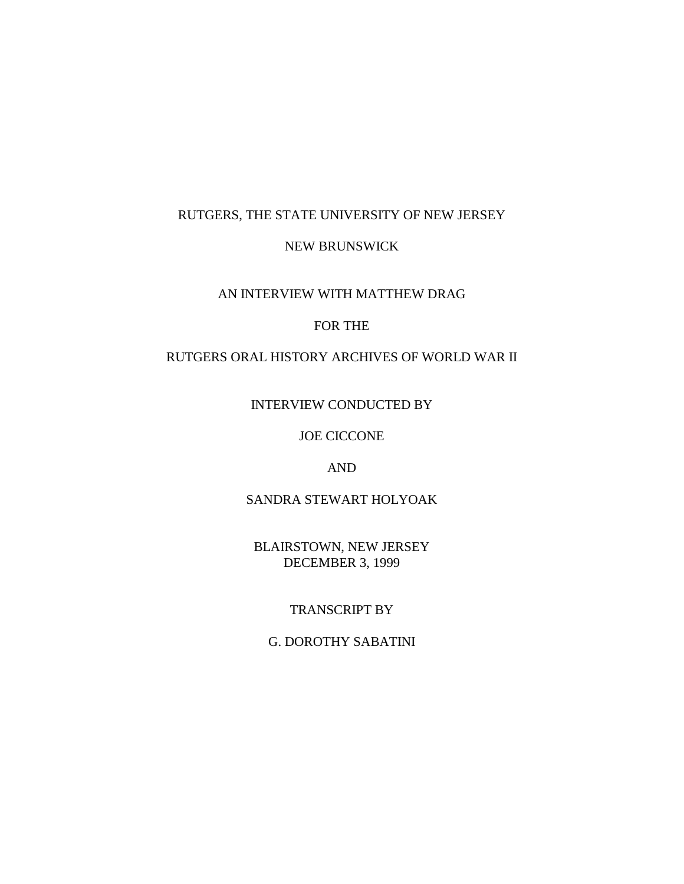RUTGERS, THE STATE UNIVERSITY OF NEW JERSEY

NEW BRUNSWICK

AN INTERVIEW WITH MATTHEW DRAG

FOR THE

RUTGERS ORAL HISTORY ARCHIVES OF WORLD WAR II

INTERVIEW CONDUCTED BY

JOE CICCONE

AND

SANDRA STEWART HOLYOAK

BLAIRSTOWN, NEW JERSEY
DECEMBER 3, 1999

TRANSCRIPT BY

G. DOROTHY SABATINI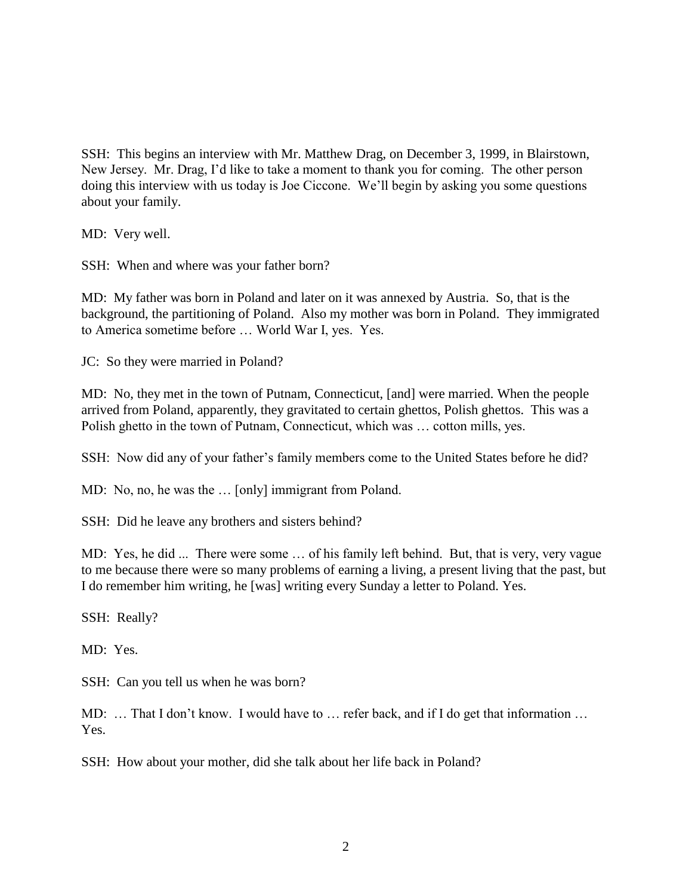SSH: This begins an interview with Mr. Matthew Drag, on December 3, 1999, in Blairstown, New Jersey. Mr. Drag, I'd like to take a moment to thank you for coming. The other person doing this interview with us today is Joe Ciccone. We'll begin by asking you some questions about your family.

MD: Very well.

SSH: When and where was your father born?

MD: My father was born in Poland and later on it was annexed by Austria. So, that is the background, the partitioning of Poland. Also my mother was born in Poland. They immigrated to America sometime before … World War I, yes. Yes.

JC: So they were married in Poland?

MD: No, they met in the town of Putnam, Connecticut, [and] were married. When the people arrived from Poland, apparently, they gravitated to certain ghettos, Polish ghettos. This was a Polish ghetto in the town of Putnam, Connecticut, which was … cotton mills, yes.

SSH: Now did any of your father's family members come to the United States before he did?

MD: No, no, he was the … [only] immigrant from Poland.

SSH: Did he leave any brothers and sisters behind?

MD: Yes, he did ... There were some … of his family left behind. But, that is very, very vague to me because there were so many problems of earning a living, a present living that the past, but I do remember him writing, he [was] writing every Sunday a letter to Poland. Yes.

SSH: Really?

MD: Yes.

SSH: Can you tell us when he was born?

MD: … That I don't know. I would have to … refer back, and if I do get that information … Yes.

SSH: How about your mother, did she talk about her life back in Poland?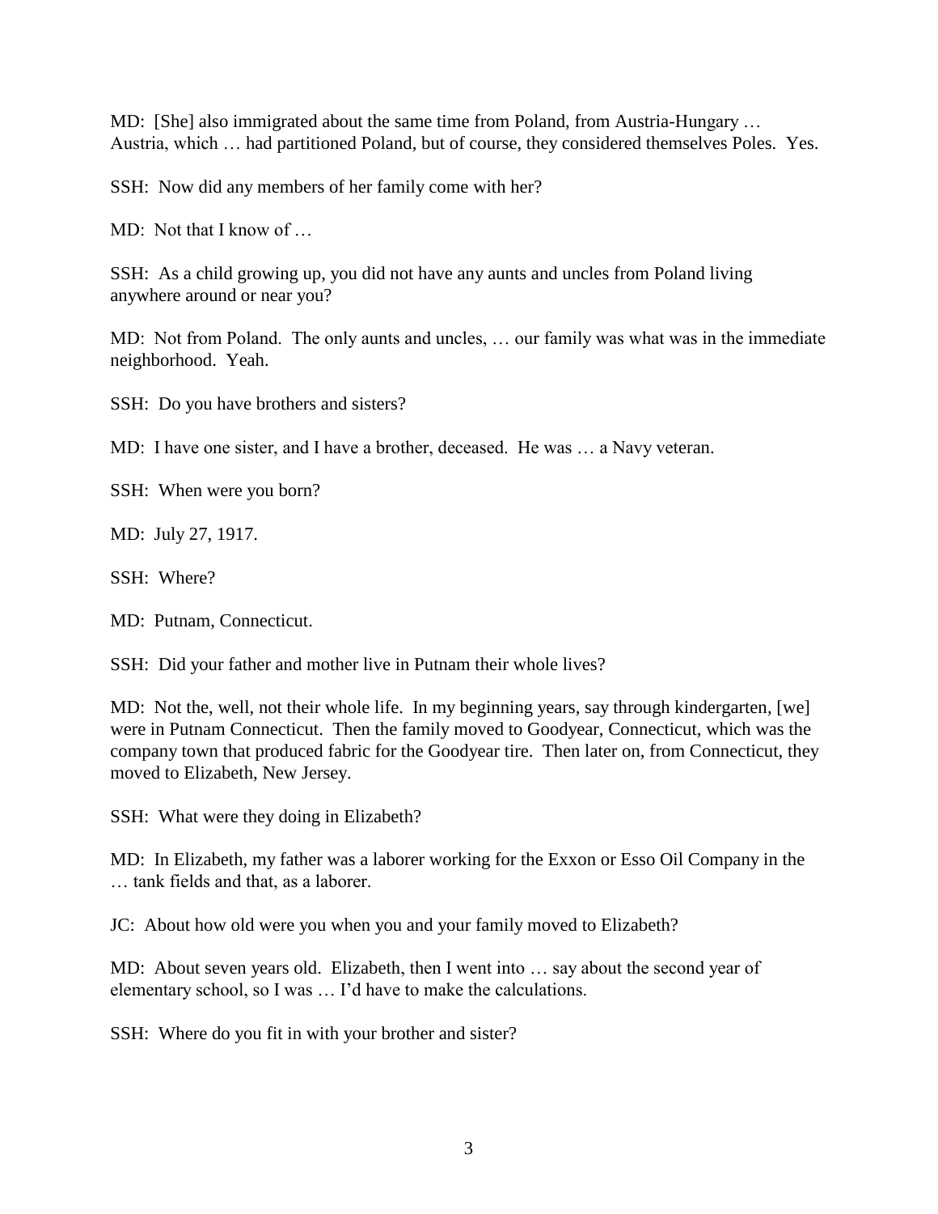MD: [She] also immigrated about the same time from Poland, from Austria-Hungary … Austria, which … had partitioned Poland, but of course, they considered themselves Poles. Yes.

SSH: Now did any members of her family come with her?

MD: Not that I know of …

SSH: As a child growing up, you did not have any aunts and uncles from Poland living anywhere around or near you?

MD: Not from Poland. The only aunts and uncles, … our family was what was in the immediate neighborhood. Yeah.

SSH: Do you have brothers and sisters?

MD: I have one sister, and I have a brother, deceased. He was … a Navy veteran.

SSH: When were you born?

MD: July 27, 1917.

SSH: Where?

MD: Putnam, Connecticut.

SSH: Did your father and mother live in Putnam their whole lives?

MD: Not the, well, not their whole life. In my beginning years, say through kindergarten, [we] were in Putnam Connecticut. Then the family moved to Goodyear, Connecticut, which was the company town that produced fabric for the Goodyear tire. Then later on, from Connecticut, they moved to Elizabeth, New Jersey.

SSH: What were they doing in Elizabeth?

MD: In Elizabeth, my father was a laborer working for the Exxon or Esso Oil Company in the … tank fields and that, as a laborer.

JC: About how old were you when you and your family moved to Elizabeth?

MD: About seven years old. Elizabeth, then I went into … say about the second year of elementary school, so I was … I'd have to make the calculations.

SSH: Where do you fit in with your brother and sister?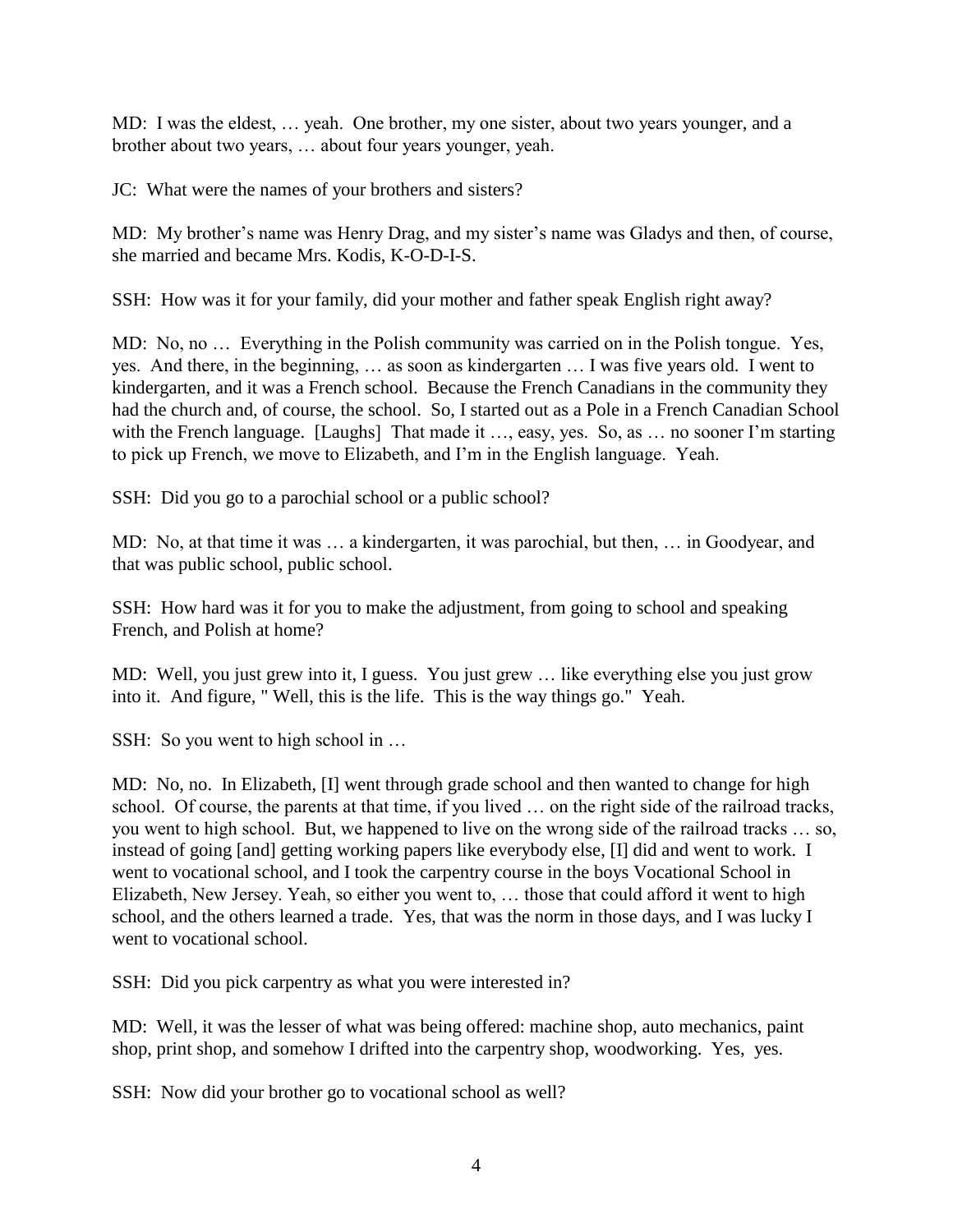MD: I was the eldest, … yeah. One brother, my one sister, about two years younger, and a brother about two years, … about four years younger, yeah.

JC: What were the names of your brothers and sisters?

MD: My brother's name was Henry Drag, and my sister's name was Gladys and then, of course, she married and became Mrs. Kodis, K-O-D-I-S.

SSH: How was it for your family, did your mother and father speak English right away?

MD: No, no … Everything in the Polish community was carried on in the Polish tongue. Yes, yes. And there, in the beginning, … as soon as kindergarten … I was five years old. I went to kindergarten, and it was a French school. Because the French Canadians in the community they had the church and, of course, the school. So, I started out as a Pole in a French Canadian School with the French language. [Laughs] That made it …, easy, yes. So, as … no sooner I'm starting to pick up French, we move to Elizabeth, and I'm in the English language. Yeah.

SSH: Did you go to a parochial school or a public school?

MD: No, at that time it was … a kindergarten, it was parochial, but then, … in Goodyear, and that was public school, public school.

SSH: How hard was it for you to make the adjustment, from going to school and speaking French, and Polish at home?

MD: Well, you just grew into it, I guess. You just grew … like everything else you just grow into it. And figure, " Well, this is the life. This is the way things go." Yeah.

SSH: So you went to high school in …

MD: No, no. In Elizabeth, [I] went through grade school and then wanted to change for high school. Of course, the parents at that time, if you lived … on the right side of the railroad tracks, you went to high school. But, we happened to live on the wrong side of the railroad tracks … so, instead of going [and] getting working papers like everybody else, [I] did and went to work. I went to vocational school, and I took the carpentry course in the boys Vocational School in Elizabeth, New Jersey. Yeah, so either you went to, … those that could afford it went to high school, and the others learned a trade. Yes, that was the norm in those days, and I was lucky I went to vocational school.

SSH: Did you pick carpentry as what you were interested in?

MD: Well, it was the lesser of what was being offered: machine shop, auto mechanics, paint shop, print shop, and somehow I drifted into the carpentry shop, woodworking. Yes, yes.

SSH: Now did your brother go to vocational school as well?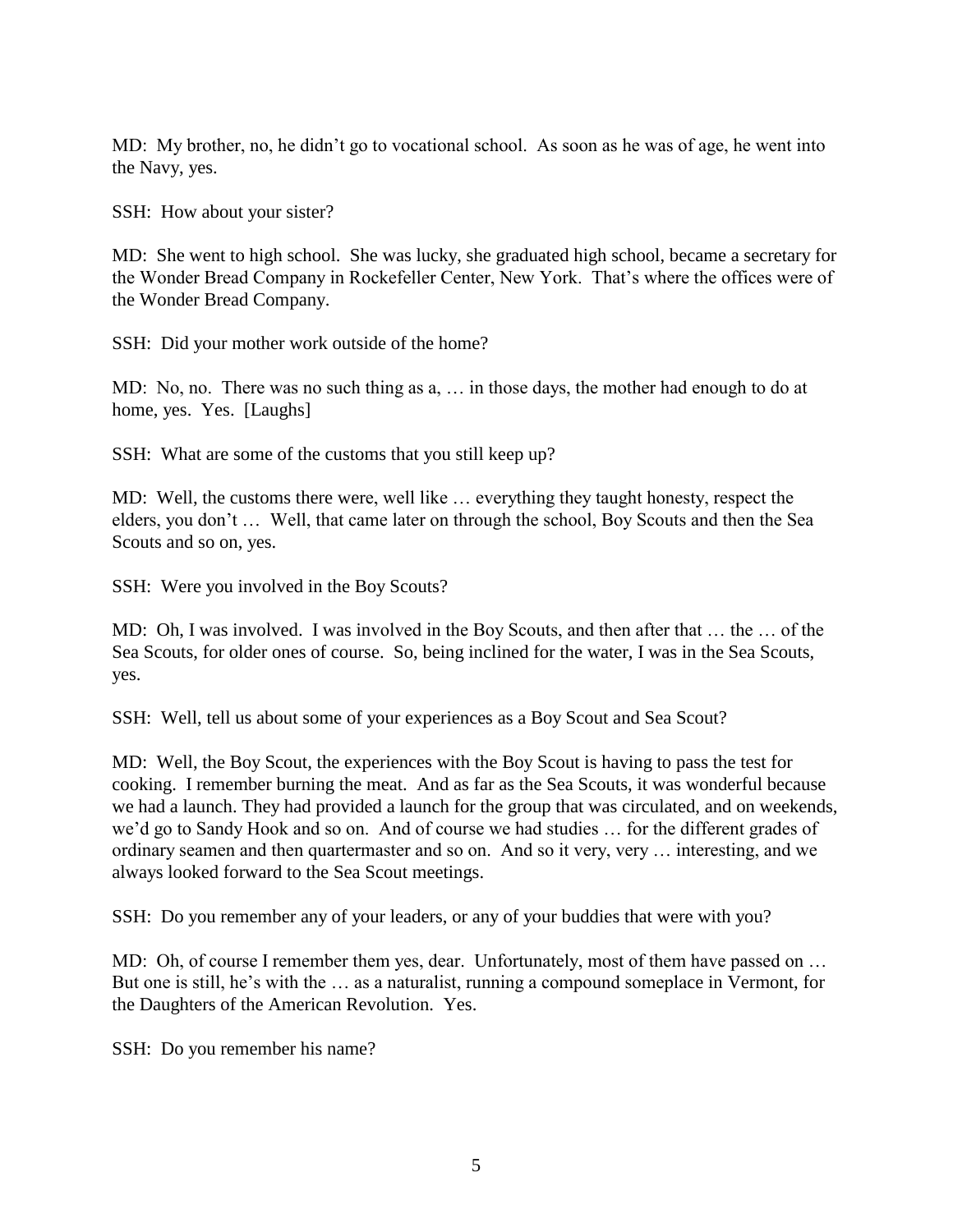MD: My brother, no, he didn't go to vocational school. As soon as he was of age, he went into the Navy, yes.

SSH: How about your sister?

MD: She went to high school. She was lucky, she graduated high school, became a secretary for the Wonder Bread Company in Rockefeller Center, New York. That's where the offices were of the Wonder Bread Company.

SSH: Did your mother work outside of the home?

MD: No, no. There was no such thing as a, … in those days, the mother had enough to do at home, yes. Yes. [Laughs]

SSH: What are some of the customs that you still keep up?

MD: Well, the customs there were, well like … everything they taught honesty, respect the elders, you don't … Well, that came later on through the school, Boy Scouts and then the Sea Scouts and so on, yes.

SSH: Were you involved in the Boy Scouts?

MD: Oh, I was involved. I was involved in the Boy Scouts, and then after that … the … of the Sea Scouts, for older ones of course. So, being inclined for the water, I was in the Sea Scouts, yes.

SSH: Well, tell us about some of your experiences as a Boy Scout and Sea Scout?

MD: Well, the Boy Scout, the experiences with the Boy Scout is having to pass the test for cooking. I remember burning the meat. And as far as the Sea Scouts, it was wonderful because we had a launch. They had provided a launch for the group that was circulated, and on weekends, we'd go to Sandy Hook and so on. And of course we had studies … for the different grades of ordinary seamen and then quartermaster and so on. And so it very, very … interesting, and we always looked forward to the Sea Scout meetings.

SSH: Do you remember any of your leaders, or any of your buddies that were with you?

MD: Oh, of course I remember them yes, dear. Unfortunately, most of them have passed on … But one is still, he's with the … as a naturalist, running a compound someplace in Vermont, for the Daughters of the American Revolution. Yes.

SSH: Do you remember his name?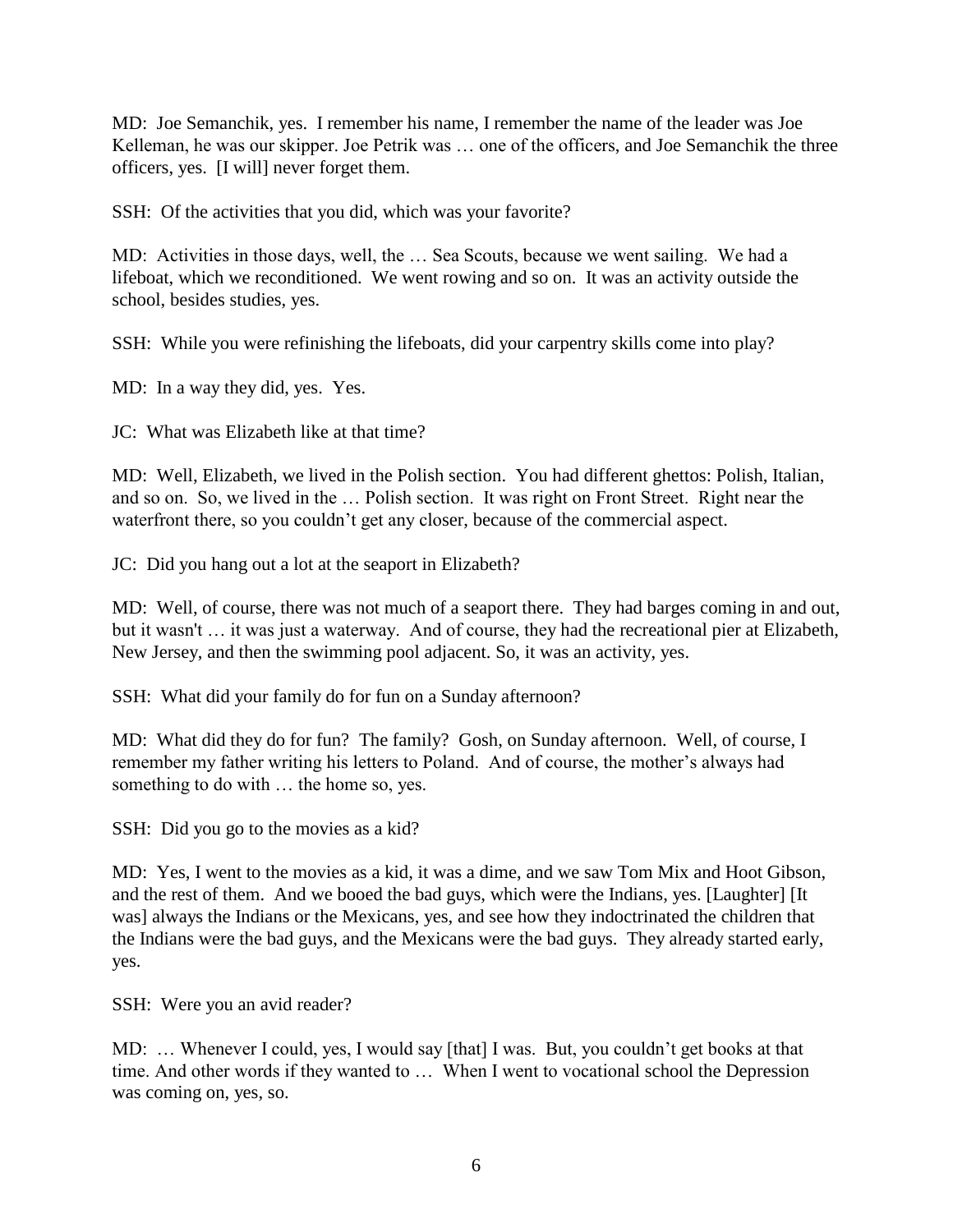MD: Joe Semanchik, yes. I remember his name, I remember the name of the leader was Joe Kelleman, he was our skipper. Joe Petrik was … one of the officers, and Joe Semanchik the three officers, yes. [I will] never forget them.

SSH: Of the activities that you did, which was your favorite?

MD: Activities in those days, well, the … Sea Scouts, because we went sailing. We had a lifeboat, which we reconditioned. We went rowing and so on. It was an activity outside the school, besides studies, yes.

SSH: While you were refinishing the lifeboats, did your carpentry skills come into play?

MD: In a way they did, yes. Yes.

JC: What was Elizabeth like at that time?

MD: Well, Elizabeth, we lived in the Polish section. You had different ghettos: Polish, Italian, and so on. So, we lived in the … Polish section. It was right on Front Street. Right near the waterfront there, so you couldn't get any closer, because of the commercial aspect.

JC: Did you hang out a lot at the seaport in Elizabeth?

MD: Well, of course, there was not much of a seaport there. They had barges coming in and out, but it wasn't … it was just a waterway. And of course, they had the recreational pier at Elizabeth, New Jersey, and then the swimming pool adjacent. So, it was an activity, yes.

SSH: What did your family do for fun on a Sunday afternoon?

MD: What did they do for fun? The family? Gosh, on Sunday afternoon. Well, of course, I remember my father writing his letters to Poland. And of course, the mother's always had something to do with … the home so, yes.

SSH: Did you go to the movies as a kid?

MD: Yes, I went to the movies as a kid, it was a dime, and we saw Tom Mix and Hoot Gibson, and the rest of them. And we booed the bad guys, which were the Indians, yes. [Laughter] [It was] always the Indians or the Mexicans, yes, and see how they indoctrinated the children that the Indians were the bad guys, and the Mexicans were the bad guys. They already started early, yes.

SSH: Were you an avid reader?

MD: … Whenever I could, yes, I would say [that] I was. But, you couldn't get books at that time. And other words if they wanted to … When I went to vocational school the Depression was coming on, yes, so.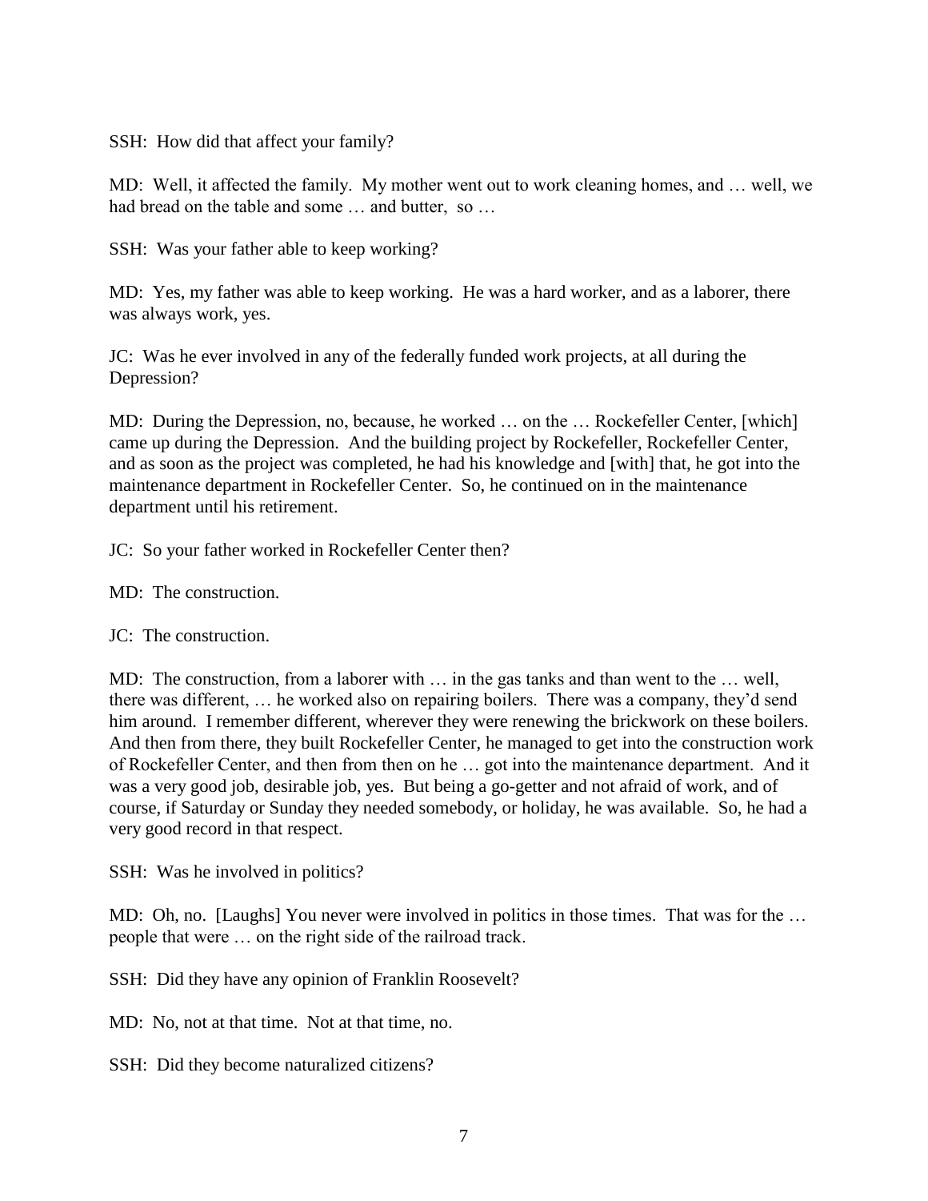SSH: How did that affect your family?

MD: Well, it affected the family. My mother went out to work cleaning homes, and … well, we had bread on the table and some … and butter, so …

SSH: Was your father able to keep working?

MD: Yes, my father was able to keep working. He was a hard worker, and as a laborer, there was always work, yes.

JC: Was he ever involved in any of the federally funded work projects, at all during the Depression?

MD: During the Depression, no, because, he worked … on the … Rockefeller Center, [which] came up during the Depression. And the building project by Rockefeller, Rockefeller Center, and as soon as the project was completed, he had his knowledge and [with] that, he got into the maintenance department in Rockefeller Center. So, he continued on in the maintenance department until his retirement.

JC: So your father worked in Rockefeller Center then?

MD: The construction.

JC: The construction.

MD: The construction, from a laborer with … in the gas tanks and than went to the … well, there was different, … he worked also on repairing boilers. There was a company, they'd send him around. I remember different, wherever they were renewing the brickwork on these boilers. And then from there, they built Rockefeller Center, he managed to get into the construction work of Rockefeller Center, and then from then on he … got into the maintenance department. And it was a very good job, desirable job, yes. But being a go-getter and not afraid of work, and of course, if Saturday or Sunday they needed somebody, or holiday, he was available. So, he had a very good record in that respect.

SSH: Was he involved in politics?

MD: Oh, no. [Laughs] You never were involved in politics in those times. That was for the … people that were … on the right side of the railroad track.

SSH: Did they have any opinion of Franklin Roosevelt?

MD: No, not at that time. Not at that time, no.

SSH: Did they become naturalized citizens?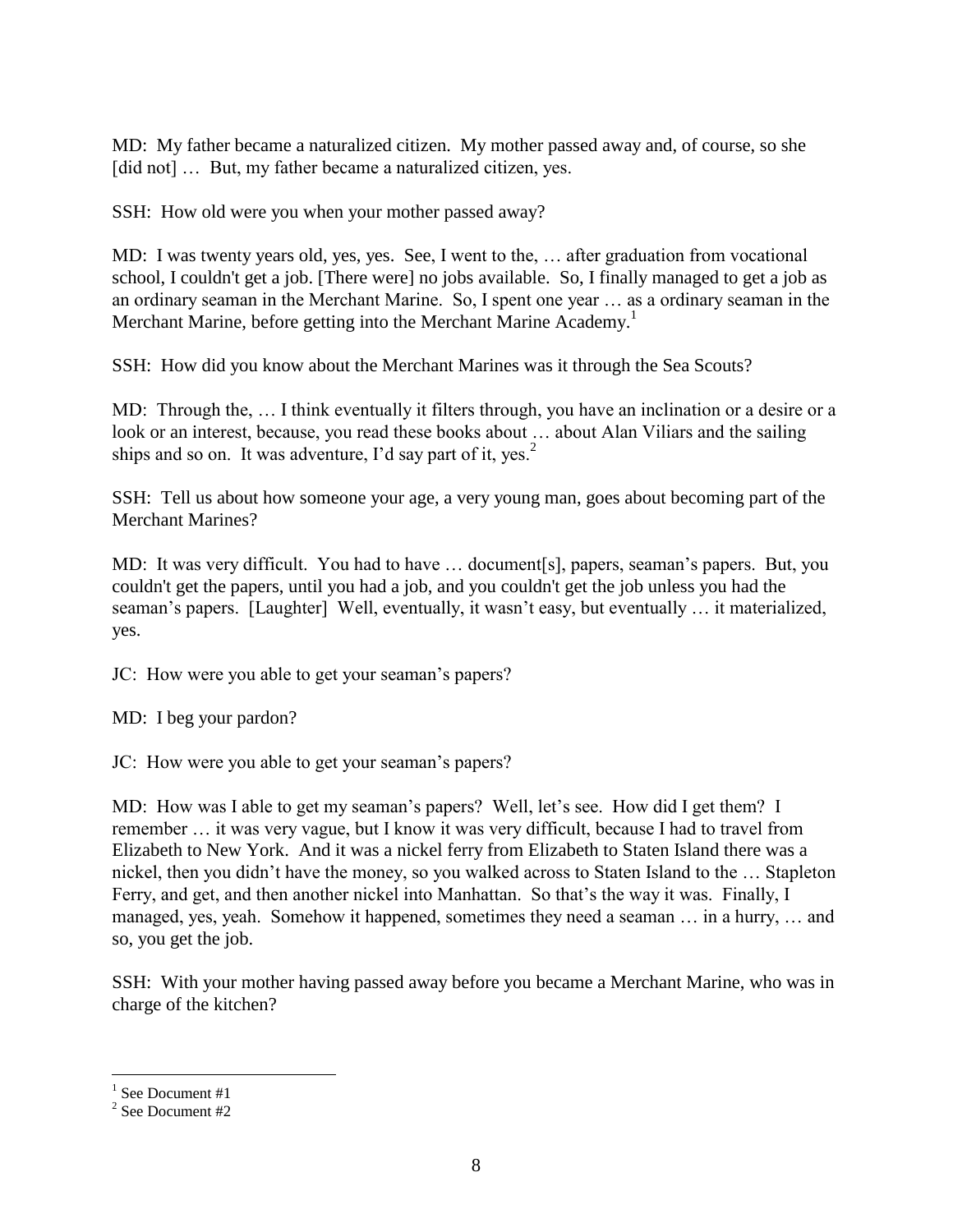MD: My father became a naturalized citizen. My mother passed away and, of course, so she [did not] … But, my father became a naturalized citizen, yes.

SSH: How old were you when your mother passed away?

MD: I was twenty years old, yes, yes. See, I went to the, … after graduation from vocational school, I couldn't get a job. [There were] no jobs available. So, I finally managed to get a job as an ordinary seaman in the Merchant Marine. So, I spent one year … as a ordinary seaman in the Merchant Marine, before getting into the Merchant Marine Academy.[1]

SSH: How did you know about the Merchant Marines was it through the Sea Scouts?

MD: Through the, … I think eventually it filters through, you have an inclination or a desire or a look or an interest, because, you read these books about … about Alan Viliars and the sailing ships and so on. It was adventure, I'd say part of it, yes.[2]

SSH: Tell us about how someone your age, a very young man, goes about becoming part of the Merchant Marines?

MD: It was very difficult. You had to have … document[s], papers, seaman's papers. But, you couldn't get the papers, until you had a job, and you couldn't get the job unless you had the seaman's papers. [Laughter] Well, eventually, it wasn't easy, but eventually … it materialized, yes.

JC: How were you able to get your seaman's papers?

MD: I beg your pardon?

JC: How were you able to get your seaman's papers?

MD: How was I able to get my seaman's papers? Well, let's see. How did I get them? I remember … it was very vague, but I know it was very difficult, because I had to travel from Elizabeth to New York. And it was a nickel ferry from Elizabeth to Staten Island there was a nickel, then you didn't have the money, so you walked across to Staten Island to the … Stapleton Ferry, and get, and then another nickel into Manhattan. So that's the way it was. Finally, I managed, yes, yeah. Somehow it happened, sometimes they need a seaman … in a hurry, … and so, you get the job.

SSH: With your mother having passed away before you became a Merchant Marine, who was in charge of the kitchen?

---

[1] See Document #1

[2] See Document #2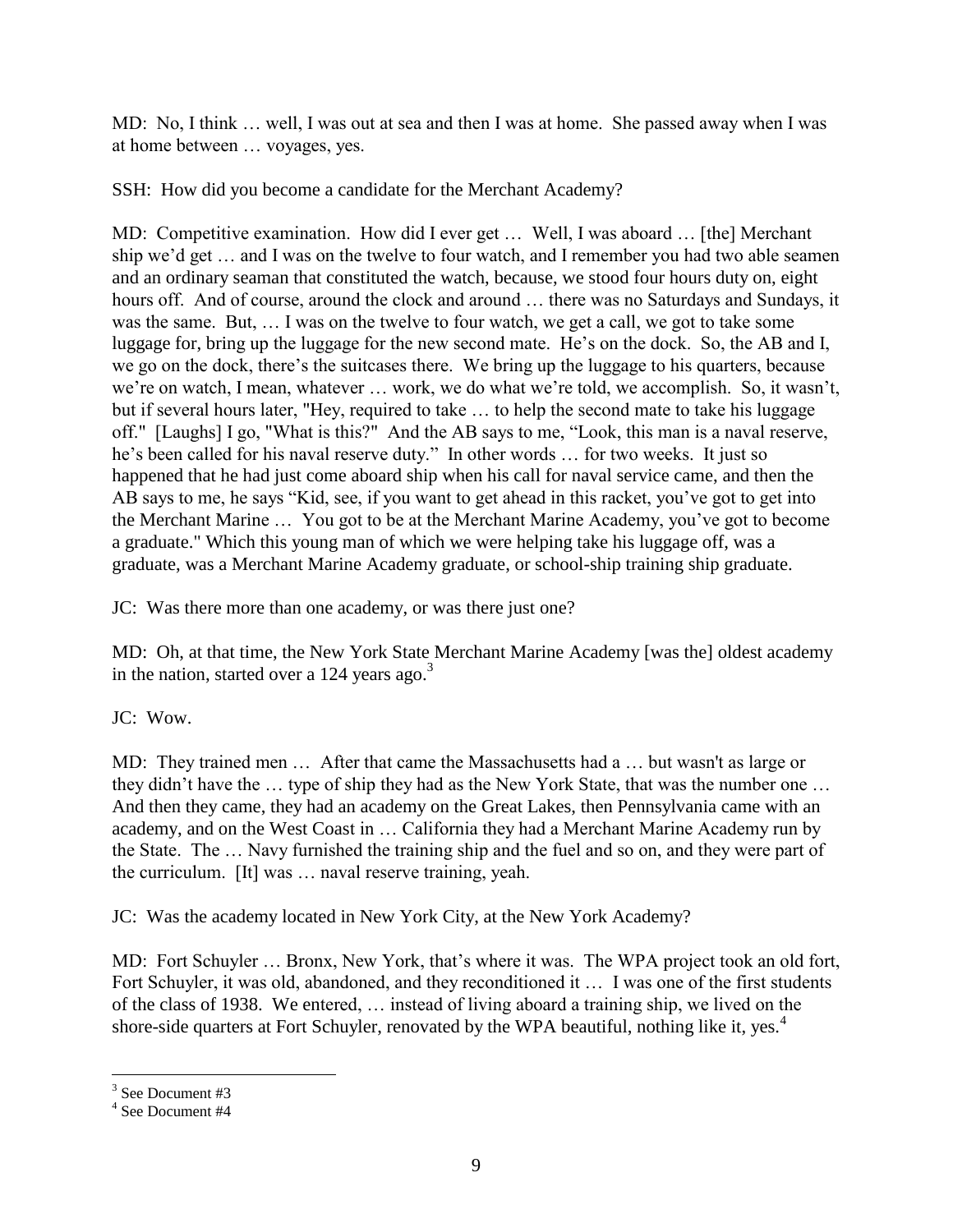MD: No, I think … well, I was out at sea and then I was at home. She passed away when I was at home between … voyages, yes.

SSH: How did you become a candidate for the Merchant Academy?

MD: Competitive examination. How did I ever get … Well, I was aboard … [the] Merchant ship we'd get … and I was on the twelve to four watch, and I remember you had two able seamen and an ordinary seaman that constituted the watch, because, we stood four hours duty on, eight hours off. And of course, around the clock and around … there was no Saturdays and Sundays, it was the same. But, … I was on the twelve to four watch, we get a call, we got to take some luggage for, bring up the luggage for the new second mate. He's on the dock. So, the AB and I, we go on the dock, there's the suitcases there. We bring up the luggage to his quarters, because we're on watch, I mean, whatever … work, we do what we're told, we accomplish. So, it wasn't, but if several hours later, "Hey, required to take … to help the second mate to take his luggage off." [Laughs] I go, "What is this?" And the AB says to me, "Look, this man is a naval reserve, he's been called for his naval reserve duty." In other words … for two weeks. It just so happened that he had just come aboard ship when his call for naval service came, and then the AB says to me, he says "Kid, see, if you want to get ahead in this racket, you've got to get into the Merchant Marine … You got to be at the Merchant Marine Academy, you've got to become a graduate." Which this young man of which we were helping take his luggage off, was a graduate, was a Merchant Marine Academy graduate, or school-ship training ship graduate.

JC: Was there more than one academy, or was there just one?

MD: Oh, at that time, the New York State Merchant Marine Academy [was the] oldest academy in the nation, started over a 124 years ago.[3]

JC: Wow.

MD: They trained men … After that came the Massachusetts had a … but wasn't as large or they didn't have the … type of ship they had as the New York State, that was the number one … And then they came, they had an academy on the Great Lakes, then Pennsylvania came with an academy, and on the West Coast in … California they had a Merchant Marine Academy run by the State. The … Navy furnished the training ship and the fuel and so on, and they were part of the curriculum. [It] was … naval reserve training, yeah.

JC: Was the academy located in New York City, at the New York Academy?

MD: Fort Schuyler … Bronx, New York, that's where it was. The WPA project took an old fort, Fort Schuyler, it was old, abandoned, and they reconditioned it … I was one of the first students of the class of 1938. We entered, … instead of living aboard a training ship, we lived on the shore-side quarters at Fort Schuyler, renovated by the WPA beautiful, nothing like it, yes.[4]

---

[3] See Document #3

[4] See Document #4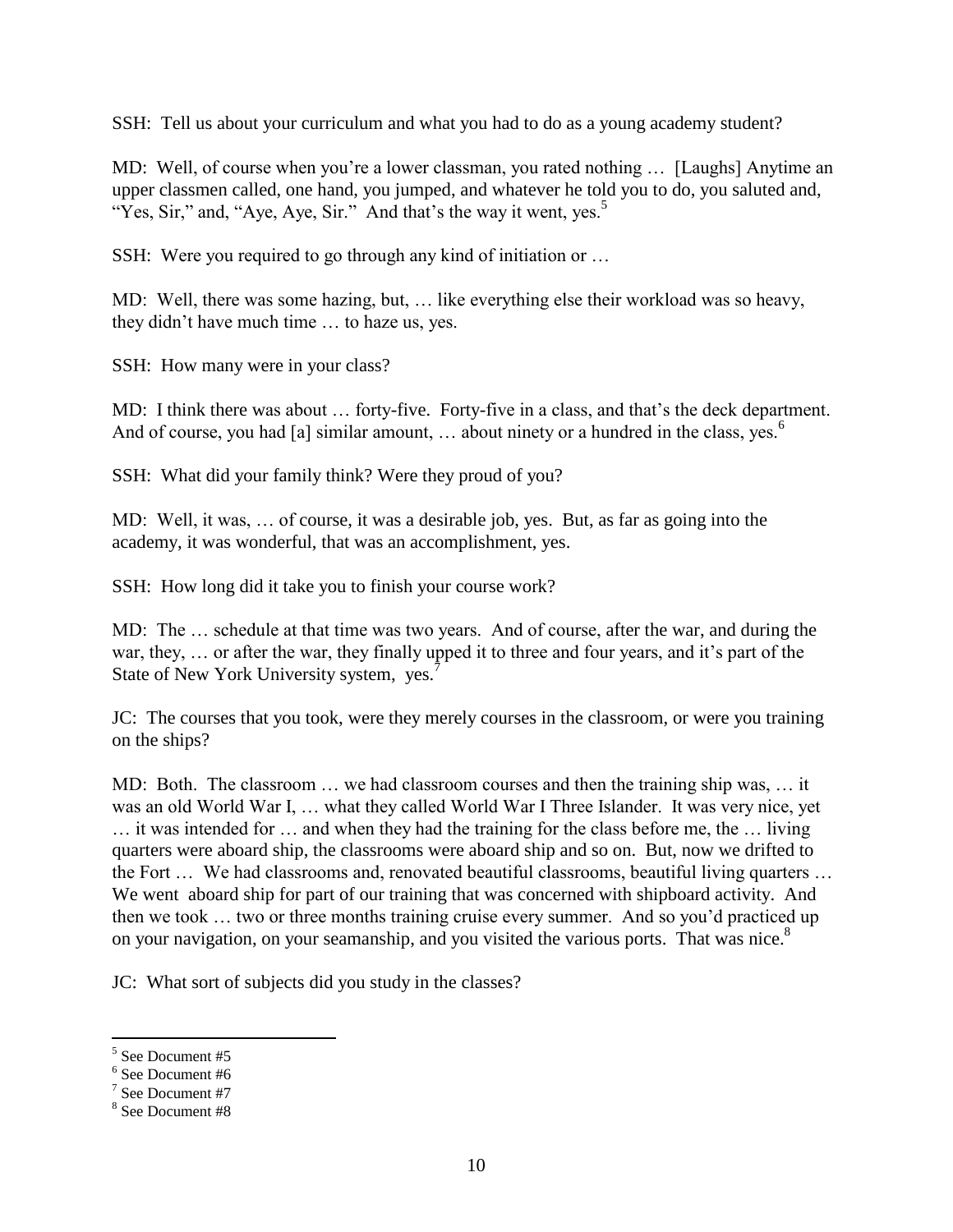SSH: Tell us about your curriculum and what you had to do as a young academy student?

MD: Well, of course when you're a lower classman, you rated nothing … [Laughs] Anytime an upper classmen called, one hand, you jumped, and whatever he told you to do, you saluted and, "Yes, Sir," and, "Aye, Aye, Sir." And that's the way it went, yes.[5]

SSH: Were you required to go through any kind of initiation or …

MD: Well, there was some hazing, but, … like everything else their workload was so heavy, they didn't have much time … to haze us, yes.

SSH: How many were in your class?

MD: I think there was about … forty-five. Forty-five in a class, and that's the deck department. And of course, you had [a] similar amount, … about ninety or a hundred in the class, yes.[6]

SSH: What did your family think? Were they proud of you?

MD: Well, it was, … of course, it was a desirable job, yes. But, as far as going into the academy, it was wonderful, that was an accomplishment, yes.

SSH: How long did it take you to finish your course work?

MD: The … schedule at that time was two years. And of course, after the war, and during the war, they, … or after the war, they finally upped it to three and four years, and it's part of the State of New York University system, yes.[7]

JC: The courses that you took, were they merely courses in the classroom, or were you training on the ships?

MD: Both. The classroom … we had classroom courses and then the training ship was, … it was an old World War I, … what they called World War I Three Islander. It was very nice, yet … it was intended for … and when they had the training for the class before me, the … living quarters were aboard ship, the classrooms were aboard ship and so on. But, now we drifted to the Fort … We had classrooms and, renovated beautiful classrooms, beautiful living quarters … We went aboard ship for part of our training that was concerned with shipboard activity. And then we took … two or three months training cruise every summer. And so you'd practiced up on your navigation, on your seamanship, and you visited the various ports. That was nice.[8]

JC: What sort of subjects did you study in the classes?

[5] See Document #5

[6] See Document #6

[7] See Document #7

[8] See Document #8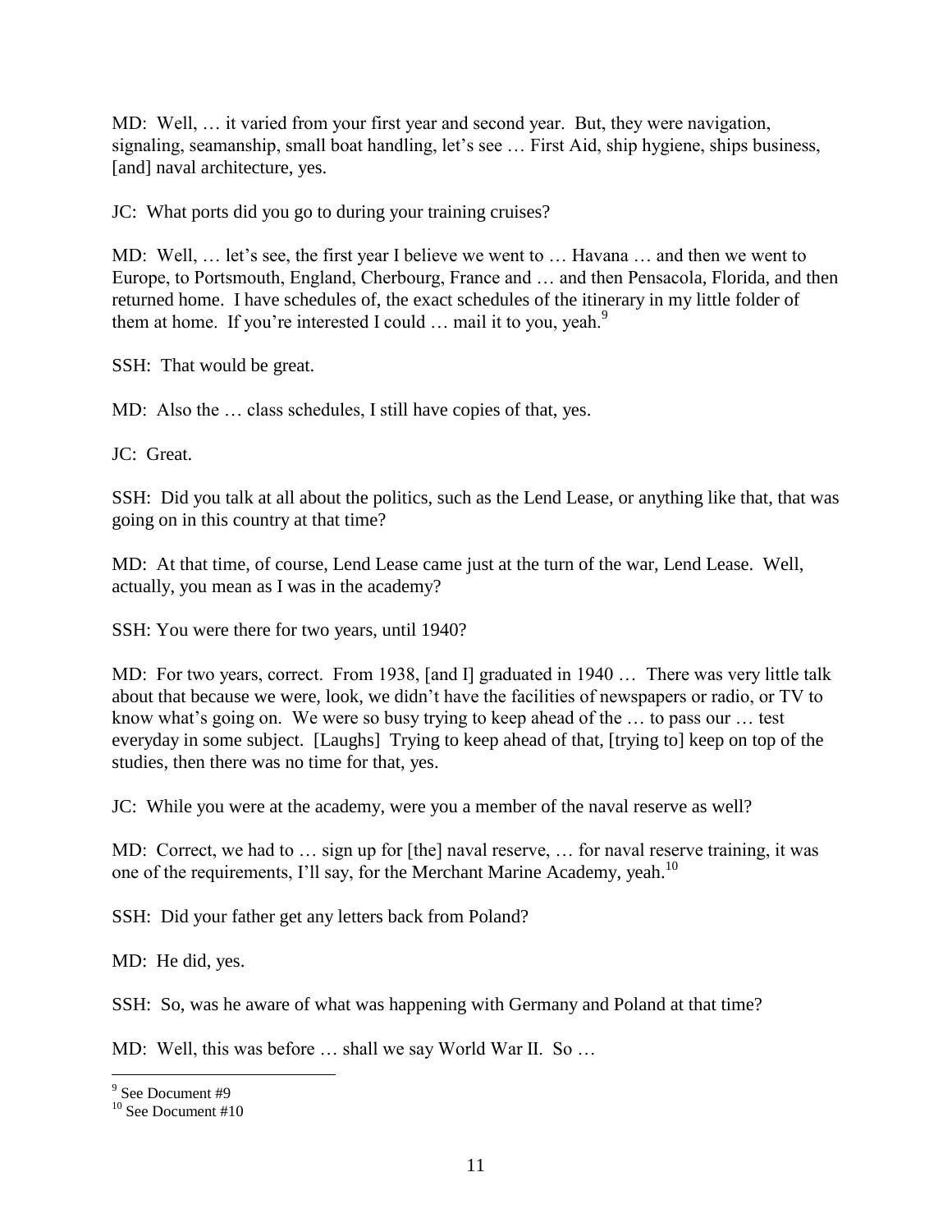MD: Well, … it varied from your first year and second year. But, they were navigation, signaling, seamanship, small boat handling, let's see … First Aid, ship hygiene, ships business, [and] naval architecture, yes.

JC: What ports did you go to during your training cruises?

MD: Well, … let's see, the first year I believe we went to … Havana … and then we went to Europe, to Portsmouth, England, Cherbourg, France and … and then Pensacola, Florida, and then returned home. I have schedules of, the exact schedules of the itinerary in my little folder of them at home. If you're interested I could … mail it to you, yeah.[9]

SSH: That would be great.

MD: Also the … class schedules, I still have copies of that, yes.

JC: Great.

SSH: Did you talk at all about the politics, such as the Lend Lease, or anything like that, that was going on in this country at that time?

MD: At that time, of course, Lend Lease came just at the turn of the war, Lend Lease. Well, actually, you mean as I was in the academy?

SSH: You were there for two years, until 1940?

MD: For two years, correct. From 1938, [and I] graduated in 1940 … There was very little talk about that because we were, look, we didn't have the facilities of newspapers or radio, or TV to know what's going on. We were so busy trying to keep ahead of the … to pass our … test everyday in some subject. [Laughs] Trying to keep ahead of that, [trying to] keep on top of the studies, then there was no time for that, yes.

JC: While you were at the academy, were you a member of the naval reserve as well?

MD: Correct, we had to … sign up for [the] naval reserve, … for naval reserve training, it was one of the requirements, I'll say, for the Merchant Marine Academy, yeah.[10]

SSH: Did your father get any letters back from Poland?

MD: He did, yes.

SSH: So, was he aware of what was happening with Germany and Poland at that time?

MD: Well, this was before … shall we say World War II. So …

---

[9] See Document #9

[10] See Document #10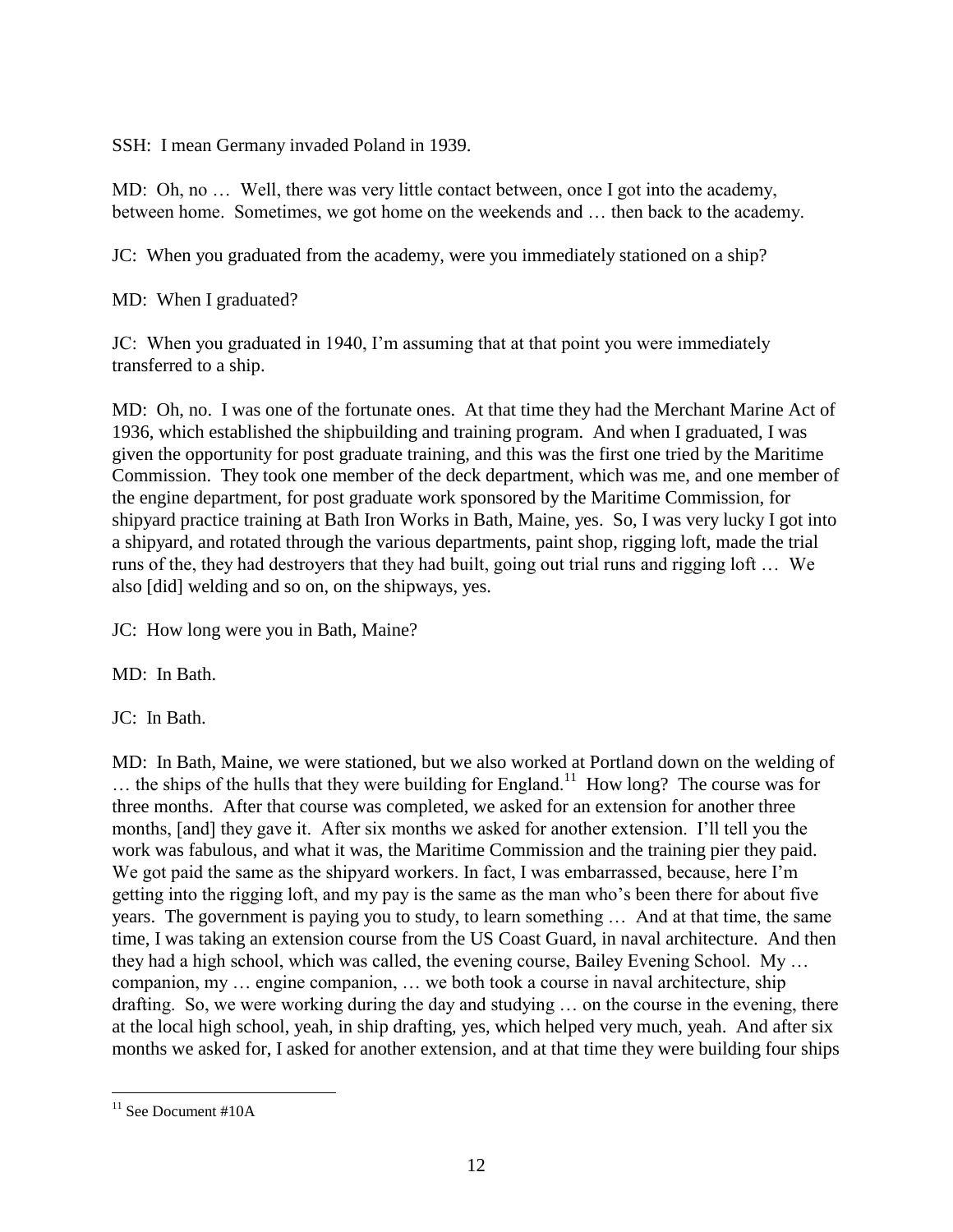SSH: I mean Germany invaded Poland in 1939.

MD: Oh, no … Well, there was very little contact between, once I got into the academy, between home. Sometimes, we got home on the weekends and … then back to the academy.

JC: When you graduated from the academy, were you immediately stationed on a ship?

MD: When I graduated?

JC: When you graduated in 1940, I'm assuming that at that point you were immediately transferred to a ship.

MD: Oh, no. I was one of the fortunate ones. At that time they had the Merchant Marine Act of 1936, which established the shipbuilding and training program. And when I graduated, I was given the opportunity for post graduate training, and this was the first one tried by the Maritime Commission. They took one member of the deck department, which was me, and one member of the engine department, for post graduate work sponsored by the Maritime Commission, for shipyard practice training at Bath Iron Works in Bath, Maine, yes. So, I was very lucky I got into a shipyard, and rotated through the various departments, paint shop, rigging loft, made the trial runs of the, they had destroyers that they had built, going out trial runs and rigging loft … We also [did] welding and so on, on the shipways, yes.

JC: How long were you in Bath, Maine?

MD: In Bath.

JC: In Bath.

MD: In Bath, Maine, we were stationed, but we also worked at Portland down on the welding of … the ships of the hulls that they were building for England.[11] How long? The course was for three months. After that course was completed, we asked for an extension for another three months, [and] they gave it. After six months we asked for another extension. I'll tell you the work was fabulous, and what it was, the Maritime Commission and the training pier they paid. We got paid the same as the shipyard workers. In fact, I was embarrassed, because, here I'm getting into the rigging loft, and my pay is the same as the man who's been there for about five years. The government is paying you to study, to learn something … And at that time, the same time, I was taking an extension course from the US Coast Guard, in naval architecture. And then they had a high school, which was called, the evening course, Bailey Evening School. My … companion, my … engine companion, … we both took a course in naval architecture, ship drafting. So, we were working during the day and studying … on the course in the evening, there at the local high school, yeah, in ship drafting, yes, which helped very much, yeah. And after six months we asked for, I asked for another extension, and at that time they were building four ships

[11] See Document #10A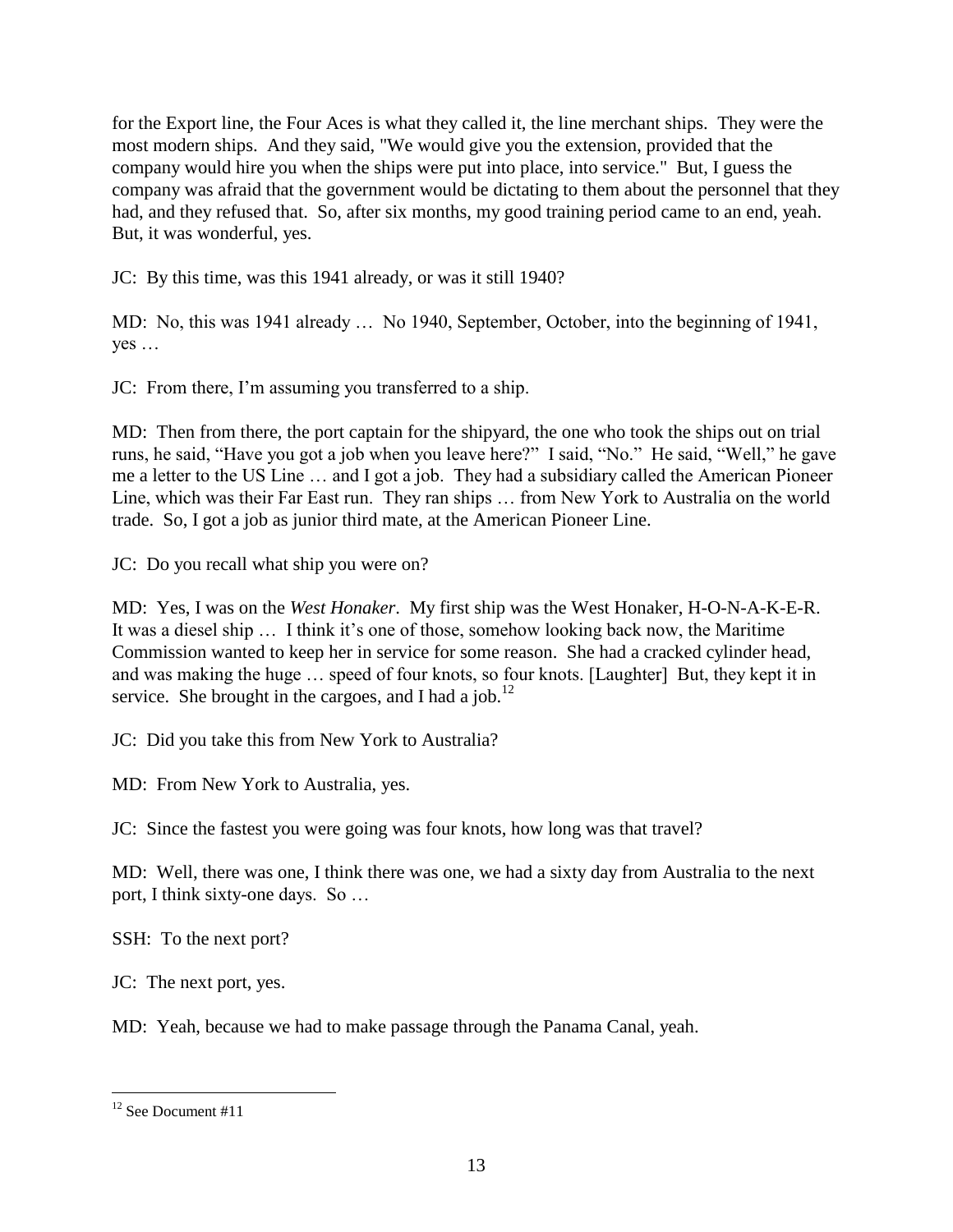for the Export line, the Four Aces is what they called it, the line merchant ships. They were the most modern ships. And they said, "We would give you the extension, provided that the company would hire you when the ships were put into place, into service." But, I guess the company was afraid that the government would be dictating to them about the personnel that they had, and they refused that. So, after six months, my good training period came to an end, yeah. But, it was wonderful, yes.

JC: By this time, was this 1941 already, or was it still 1940?

MD: No, this was 1941 already … No 1940, September, October, into the beginning of 1941, yes …

JC: From there, I'm assuming you transferred to a ship.

MD: Then from there, the port captain for the shipyard, the one who took the ships out on trial runs, he said, "Have you got a job when you leave here?" I said, "No." He said, "Well," he gave me a letter to the US Line … and I got a job. They had a subsidiary called the American Pioneer Line, which was their Far East run. They ran ships … from New York to Australia on the world trade. So, I got a job as junior third mate, at the American Pioneer Line.

JC: Do you recall what ship you were on?

MD: Yes, I was on the *West Honaker*. My first ship was the West Honaker, H-O-N-A-K-E-R. It was a diesel ship … I think it's one of those, somehow looking back now, the Maritime Commission wanted to keep her in service for some reason. She had a cracked cylinder head, and was making the huge … speed of four knots, so four knots. [Laughter] But, they kept it in service. She brought in the cargoes, and I had a job.[12]

JC: Did you take this from New York to Australia?

MD: From New York to Australia, yes.

JC: Since the fastest you were going was four knots, how long was that travel?

MD: Well, there was one, I think there was one, we had a sixty day from Australia to the next port, I think sixty-one days. So …

SSH: To the next port?

JC: The next port, yes.

MD: Yeah, because we had to make passage through the Panama Canal, yeah.

---

[12] See Document #11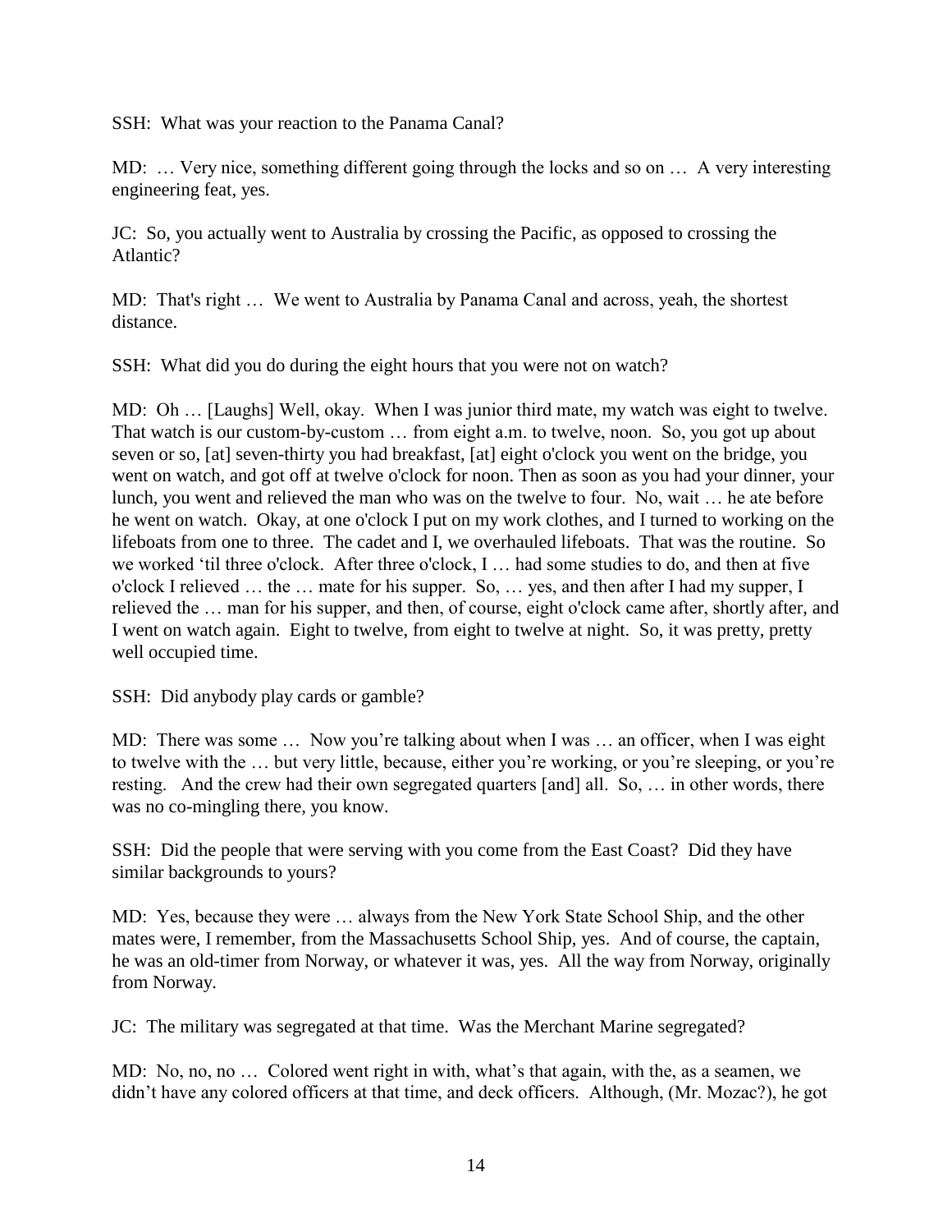SSH: What was your reaction to the Panama Canal?

MD: … Very nice, something different going through the locks and so on … A very interesting engineering feat, yes.

JC: So, you actually went to Australia by crossing the Pacific, as opposed to crossing the Atlantic?

MD: That's right … We went to Australia by Panama Canal and across, yeah, the shortest distance.

SSH: What did you do during the eight hours that you were not on watch?

MD: Oh … [Laughs] Well, okay. When I was junior third mate, my watch was eight to twelve. That watch is our custom-by-custom … from eight a.m. to twelve, noon. So, you got up about seven or so, [at] seven-thirty you had breakfast, [at] eight o'clock you went on the bridge, you went on watch, and got off at twelve o'clock for noon. Then as soon as you had your dinner, your lunch, you went and relieved the man who was on the twelve to four. No, wait … he ate before he went on watch. Okay, at one o'clock I put on my work clothes, and I turned to working on the lifeboats from one to three. The cadet and I, we overhauled lifeboats. That was the routine. So we worked 'til three o'clock. After three o'clock, I … had some studies to do, and then at five o'clock I relieved … the … mate for his supper. So, … yes, and then after I had my supper, I relieved the … man for his supper, and then, of course, eight o'clock came after, shortly after, and I went on watch again. Eight to twelve, from eight to twelve at night. So, it was pretty, pretty well occupied time.

SSH: Did anybody play cards or gamble?

MD: There was some … Now you're talking about when I was … an officer, when I was eight to twelve with the … but very little, because, either you're working, or you're sleeping, or you're resting. And the crew had their own segregated quarters [and] all. So, … in other words, there was no co-mingling there, you know.

SSH: Did the people that were serving with you come from the East Coast? Did they have similar backgrounds to yours?

MD: Yes, because they were … always from the New York State School Ship, and the other mates were, I remember, from the Massachusetts School Ship, yes. And of course, the captain, he was an old-timer from Norway, or whatever it was, yes. All the way from Norway, originally from Norway.

JC: The military was segregated at that time. Was the Merchant Marine segregated?

MD: No, no, no … Colored went right in with, what's that again, with the, as a seamen, we didn't have any colored officers at that time, and deck officers. Although, (Mr. Mozac?), he got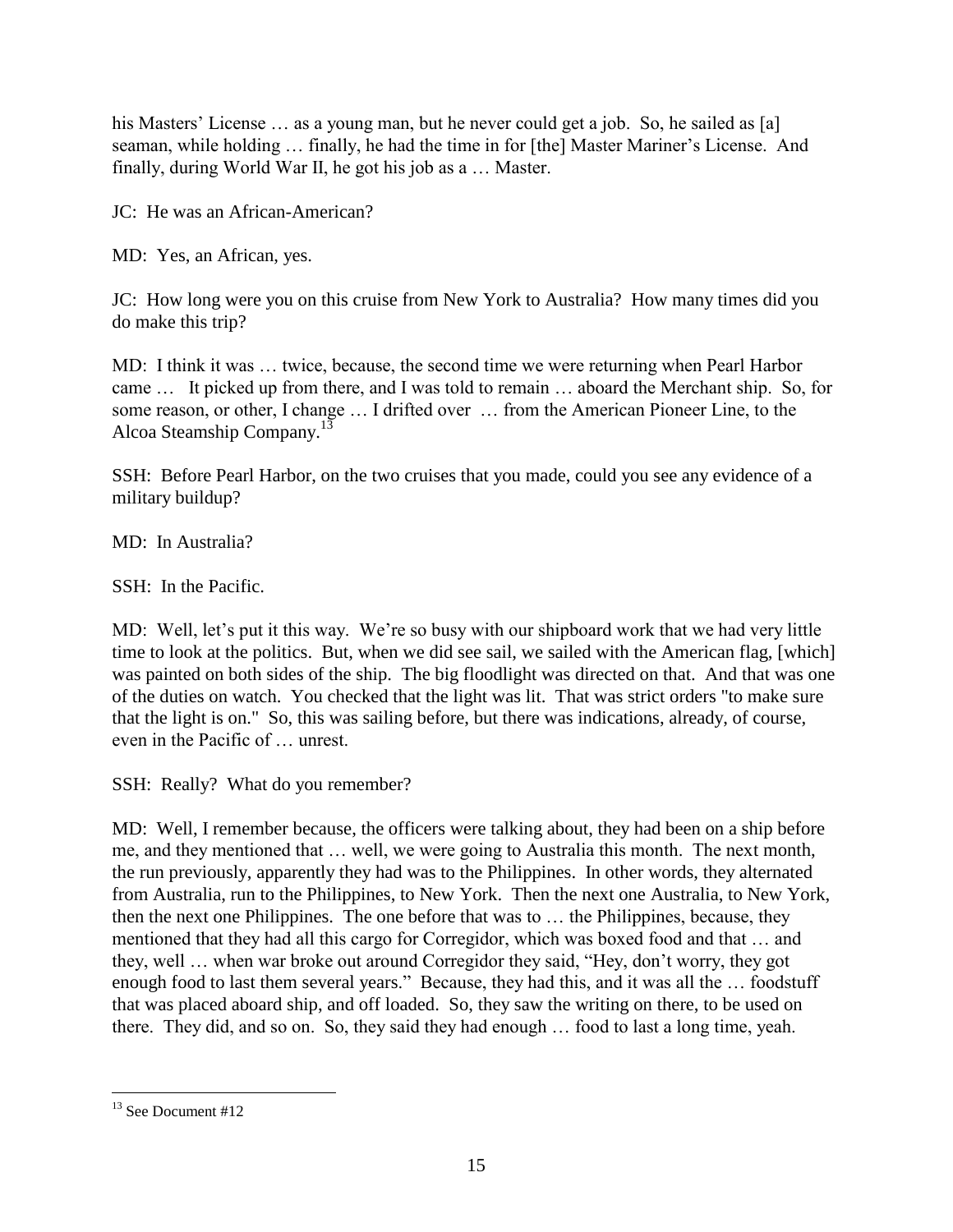his Masters' License … as a young man, but he never could get a job. So, he sailed as [a] seaman, while holding … finally, he had the time in for [the] Master Mariner's License. And finally, during World War II, he got his job as a … Master.

JC: He was an African-American?

MD: Yes, an African, yes.

JC: How long were you on this cruise from New York to Australia? How many times did you do make this trip?

MD: I think it was … twice, because, the second time we were returning when Pearl Harbor came … It picked up from there, and I was told to remain … aboard the Merchant ship. So, for some reason, or other, I change … I drifted over … from the American Pioneer Line, to the Alcoa Steamship Company.[13]

SSH: Before Pearl Harbor, on the two cruises that you made, could you see any evidence of a military buildup?

MD: In Australia?

SSH: In the Pacific.

MD: Well, let's put it this way. We're so busy with our shipboard work that we had very little time to look at the politics. But, when we did see sail, we sailed with the American flag, [which] was painted on both sides of the ship. The big floodlight was directed on that. And that was one of the duties on watch. You checked that the light was lit. That was strict orders "to make sure that the light is on." So, this was sailing before, but there was indications, already, of course, even in the Pacific of … unrest.

SSH: Really? What do you remember?

MD: Well, I remember because, the officers were talking about, they had been on a ship before me, and they mentioned that … well, we were going to Australia this month. The next month, the run previously, apparently they had was to the Philippines. In other words, they alternated from Australia, run to the Philippines, to New York. Then the next one Australia, to New York, then the next one Philippines. The one before that was to … the Philippines, because, they mentioned that they had all this cargo for Corregidor, which was boxed food and that … and they, well … when war broke out around Corregidor they said, "Hey, don't worry, they got enough food to last them several years." Because, they had this, and it was all the … foodstuff that was placed aboard ship, and off loaded. So, they saw the writing on there, to be used on there. They did, and so on. So, they said they had enough … food to last a long time, yeah.

---

[13] See Document #12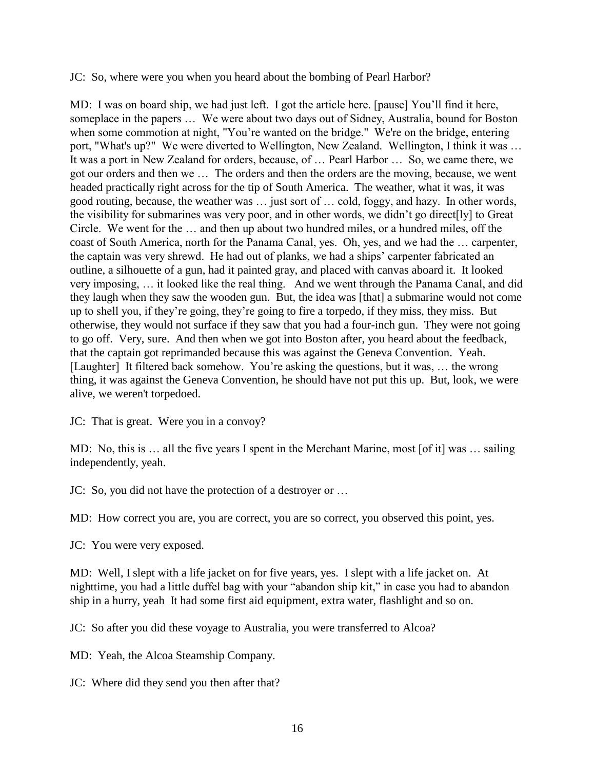JC: So, where were you when you heard about the bombing of Pearl Harbor?

MD: I was on board ship, we had just left. I got the article here. [pause] You'll find it here, someplace in the papers … We were about two days out of Sidney, Australia, bound for Boston when some commotion at night, "You're wanted on the bridge." We're on the bridge, entering port, "What's up?" We were diverted to Wellington, New Zealand. Wellington, I think it was … It was a port in New Zealand for orders, because, of … Pearl Harbor … So, we came there, we got our orders and then we … The orders and then the orders are the moving, because, we went headed practically right across for the tip of South America. The weather, what it was, it was good routing, because, the weather was … just sort of … cold, foggy, and hazy. In other words, the visibility for submarines was very poor, and in other words, we didn't go direct[ly] to Great Circle. We went for the … and then up about two hundred miles, or a hundred miles, off the coast of South America, north for the Panama Canal, yes. Oh, yes, and we had the … carpenter, the captain was very shrewd. He had out of planks, we had a ships' carpenter fabricated an outline, a silhouette of a gun, had it painted gray, and placed with canvas aboard it. It looked very imposing, … it looked like the real thing. And we went through the Panama Canal, and did they laugh when they saw the wooden gun. But, the idea was [that] a submarine would not come up to shell you, if they're going, they're going to fire a torpedo, if they miss, they miss. But otherwise, they would not surface if they saw that you had a four-inch gun. They were not going to go off. Very, sure. And then when we got into Boston after, you heard about the feedback, that the captain got reprimanded because this was against the Geneva Convention. Yeah. [Laughter] It filtered back somehow. You're asking the questions, but it was, … the wrong thing, it was against the Geneva Convention, he should have not put this up. But, look, we were alive, we weren't torpedoed.

JC: That is great. Were you in a convoy?

MD: No, this is … all the five years I spent in the Merchant Marine, most [of it] was … sailing independently, yeah.

JC: So, you did not have the protection of a destroyer or …

MD: How correct you are, you are correct, you are so correct, you observed this point, yes.

JC: You were very exposed.

MD: Well, I slept with a life jacket on for five years, yes. I slept with a life jacket on. At nighttime, you had a little duffel bag with your "abandon ship kit," in case you had to abandon ship in a hurry, yeah It had some first aid equipment, extra water, flashlight and so on.

JC: So after you did these voyage to Australia, you were transferred to Alcoa?

MD: Yeah, the Alcoa Steamship Company.

JC: Where did they send you then after that?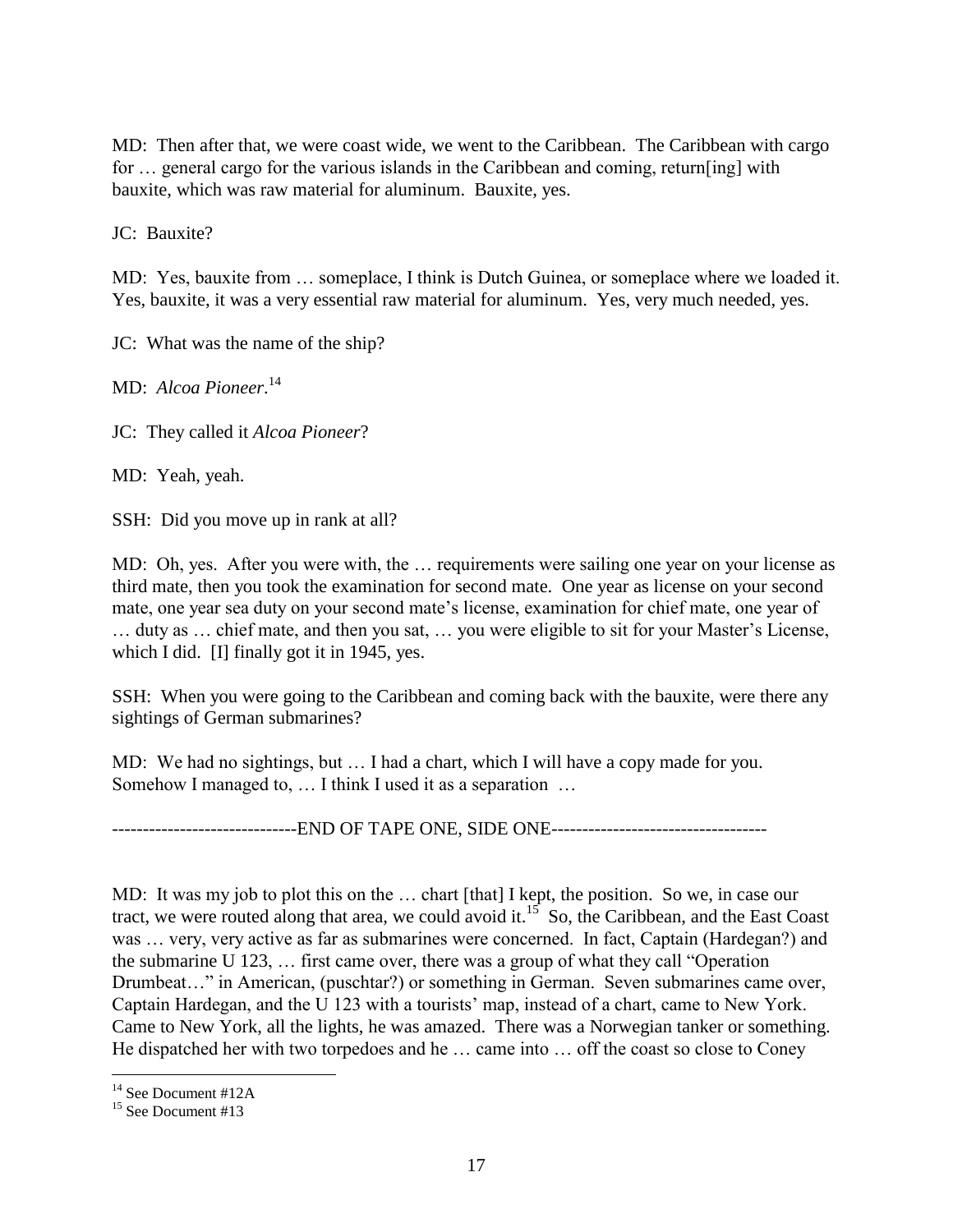MD: Then after that, we were coast wide, we went to the Caribbean. The Caribbean with cargo for … general cargo for the various islands in the Caribbean and coming, return[ing] with bauxite, which was raw material for aluminum. Bauxite, yes.

JC: Bauxite?

MD: Yes, bauxite from … someplace, I think is Dutch Guinea, or someplace where we loaded it. Yes, bauxite, it was a very essential raw material for aluminum. Yes, very much needed, yes.

JC: What was the name of the ship?

MD: *Alcoa Pioneer*.[14]

JC: They called it *Alcoa Pioneer*?

MD: Yeah, yeah.

SSH: Did you move up in rank at all?

MD: Oh, yes. After you were with, the … requirements were sailing one year on your license as third mate, then you took the examination for second mate. One year as license on your second mate, one year sea duty on your second mate's license, examination for chief mate, one year of … duty as … chief mate, and then you sat, … you were eligible to sit for your Master's License, which I did. [I] finally got it in 1945, yes.

SSH: When you were going to the Caribbean and coming back with the bauxite, were there any sightings of German submarines?

MD: We had no sightings, but … I had a chart, which I will have a copy made for you. Somehow I managed to, … I think I used it as a separation …

------------------------------END OF TAPE ONE, SIDE ONE-----------------------------------

MD: It was my job to plot this on the … chart [that] I kept, the position. So we, in case our tract, we were routed along that area, we could avoid it.[15] So, the Caribbean, and the East Coast was … very, very active as far as submarines were concerned. In fact, Captain (Hardegan?) and the submarine U 123, … first came over, there was a group of what they call "Operation Drumbeat…" in American, (puschtar?) or something in German. Seven submarines came over, Captain Hardegan, and the U 123 with a tourists' map, instead of a chart, came to New York. Came to New York, all the lights, he was amazed. There was a Norwegian tanker or something. He dispatched her with two torpedoes and he … came into … off the coast so close to Coney

---

[14] See Document #12A

[15] See Document #13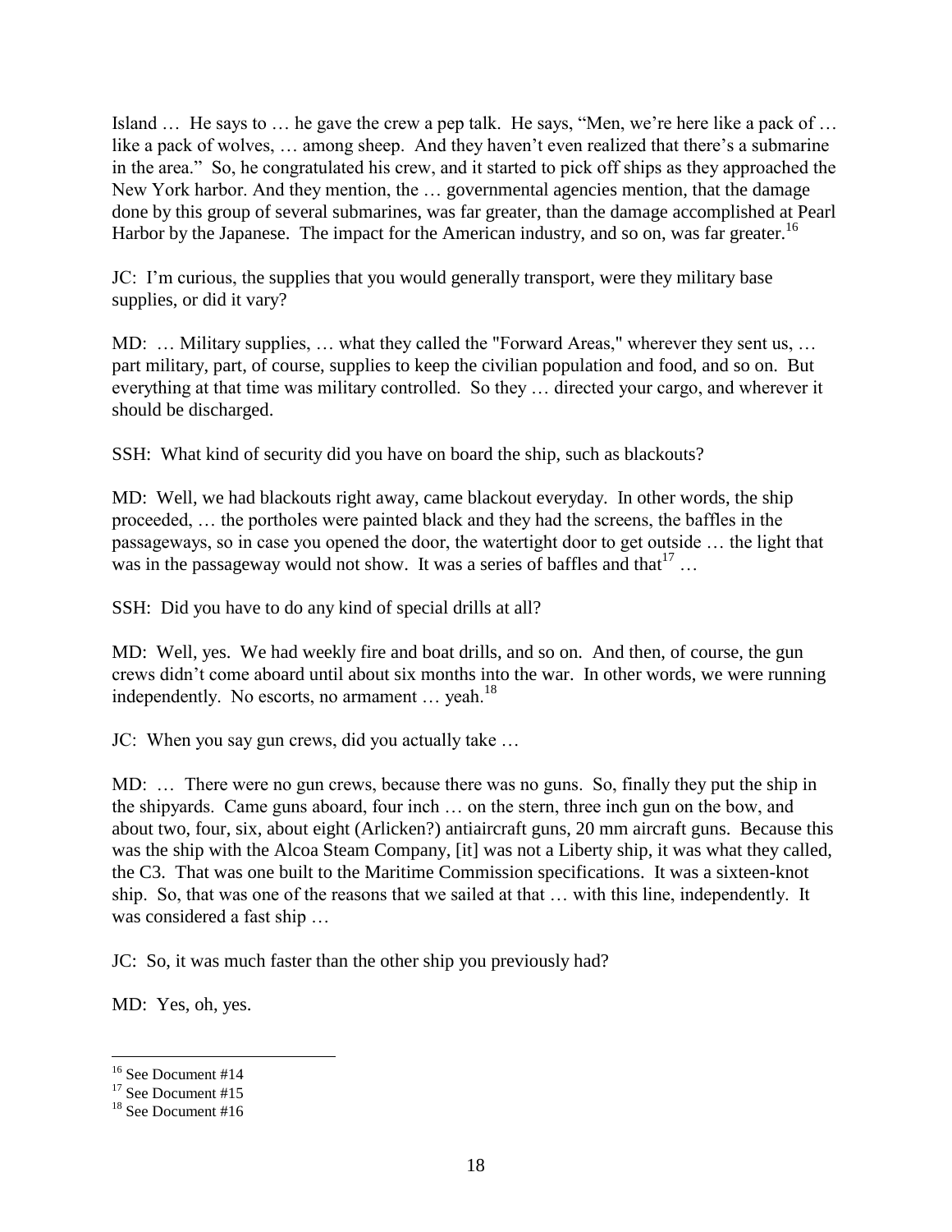Island … He says to … he gave the crew a pep talk. He says, "Men, we're here like a pack of … like a pack of wolves, … among sheep. And they haven't even realized that there's a submarine in the area." So, he congratulated his crew, and it started to pick off ships as they approached the New York harbor. And they mention, the … governmental agencies mention, that the damage done by this group of several submarines, was far greater, than the damage accomplished at Pearl Harbor by the Japanese. The impact for the American industry, and so on, was far greater.[16]

JC: I'm curious, the supplies that you would generally transport, were they military base supplies, or did it vary?

MD: … Military supplies, … what they called the "Forward Areas," wherever they sent us, … part military, part, of course, supplies to keep the civilian population and food, and so on. But everything at that time was military controlled. So they … directed your cargo, and wherever it should be discharged.

SSH: What kind of security did you have on board the ship, such as blackouts?

MD: Well, we had blackouts right away, came blackout everyday. In other words, the ship proceeded, … the portholes were painted black and they had the screens, the baffles in the passageways, so in case you opened the door, the watertight door to get outside … the light that was in the passageway would not show. It was a series of baffles and that[17] …

SSH: Did you have to do any kind of special drills at all?

MD: Well, yes. We had weekly fire and boat drills, and so on. And then, of course, the gun crews didn't come aboard until about six months into the war. In other words, we were running independently. No escorts, no armament … yeah.[18]

JC: When you say gun crews, did you actually take …

MD: … There were no gun crews, because there was no guns. So, finally they put the ship in the shipyards. Came guns aboard, four inch … on the stern, three inch gun on the bow, and about two, four, six, about eight (Arlicken?) antiaircraft guns, 20 mm aircraft guns. Because this was the ship with the Alcoa Steam Company, [it] was not a Liberty ship, it was what they called, the C3. That was one built to the Maritime Commission specifications. It was a sixteen-knot ship. So, that was one of the reasons that we sailed at that … with this line, independently. It was considered a fast ship …

JC: So, it was much faster than the other ship you previously had?

MD: Yes, oh, yes.

---

[16] See Document #14
[17] See Document #15
[18] See Document #16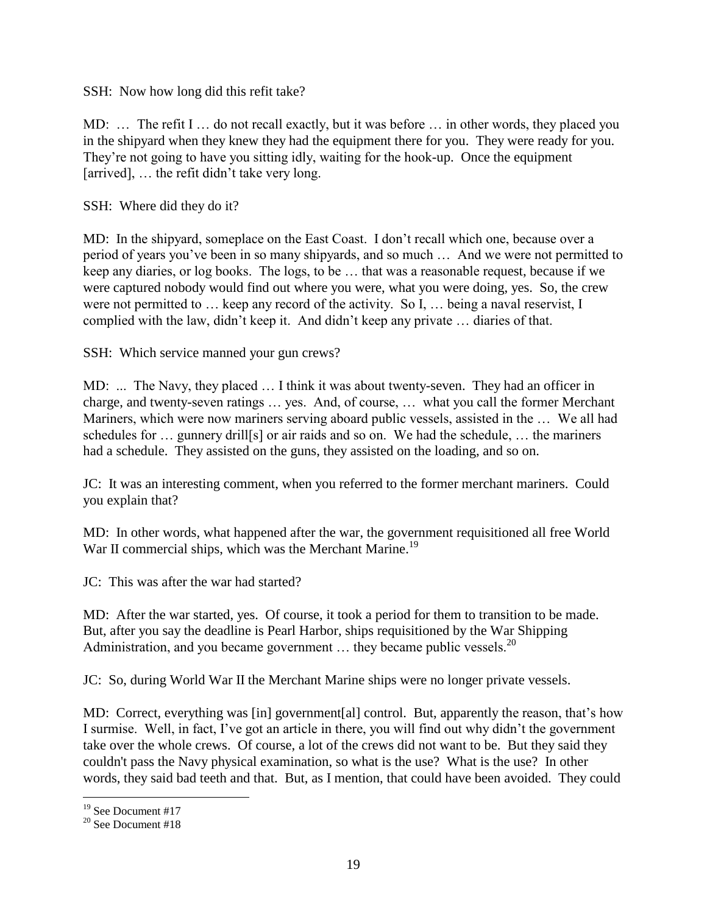SSH: Now how long did this refit take?

MD: … The refit I … do not recall exactly, but it was before … in other words, they placed you in the shipyard when they knew they had the equipment there for you. They were ready for you. They're not going to have you sitting idly, waiting for the hook-up. Once the equipment [arrived], … the refit didn't take very long.

SSH: Where did they do it?

MD: In the shipyard, someplace on the East Coast. I don't recall which one, because over a period of years you've been in so many shipyards, and so much … And we were not permitted to keep any diaries, or log books. The logs, to be … that was a reasonable request, because if we were captured nobody would find out where you were, what you were doing, yes. So, the crew were not permitted to … keep any record of the activity. So I, … being a naval reservist, I complied with the law, didn't keep it. And didn't keep any private … diaries of that.

SSH: Which service manned your gun crews?

MD: ... The Navy, they placed … I think it was about twenty-seven. They had an officer in charge, and twenty-seven ratings … yes. And, of course, … what you call the former Merchant Mariners, which were now mariners serving aboard public vessels, assisted in the … We all had schedules for … gunnery drill[s] or air raids and so on. We had the schedule, … the mariners had a schedule. They assisted on the guns, they assisted on the loading, and so on.

JC: It was an interesting comment, when you referred to the former merchant mariners. Could you explain that?

MD: In other words, what happened after the war, the government requisitioned all free World War II commercial ships, which was the Merchant Marine.[19]

JC: This was after the war had started?

MD: After the war started, yes. Of course, it took a period for them to transition to be made. But, after you say the deadline is Pearl Harbor, ships requisitioned by the War Shipping Administration, and you became government … they became public vessels.[20]

JC: So, during World War II the Merchant Marine ships were no longer private vessels.

MD: Correct, everything was [in] government[al] control. But, apparently the reason, that's how I surmise. Well, in fact, I've got an article in there, you will find out why didn't the government take over the whole crews. Of course, a lot of the crews did not want to be. But they said they couldn't pass the Navy physical examination, so what is the use? What is the use? In other words, they said bad teeth and that. But, as I mention, that could have been avoided. They could

[19] See Document #17

[20] See Document #18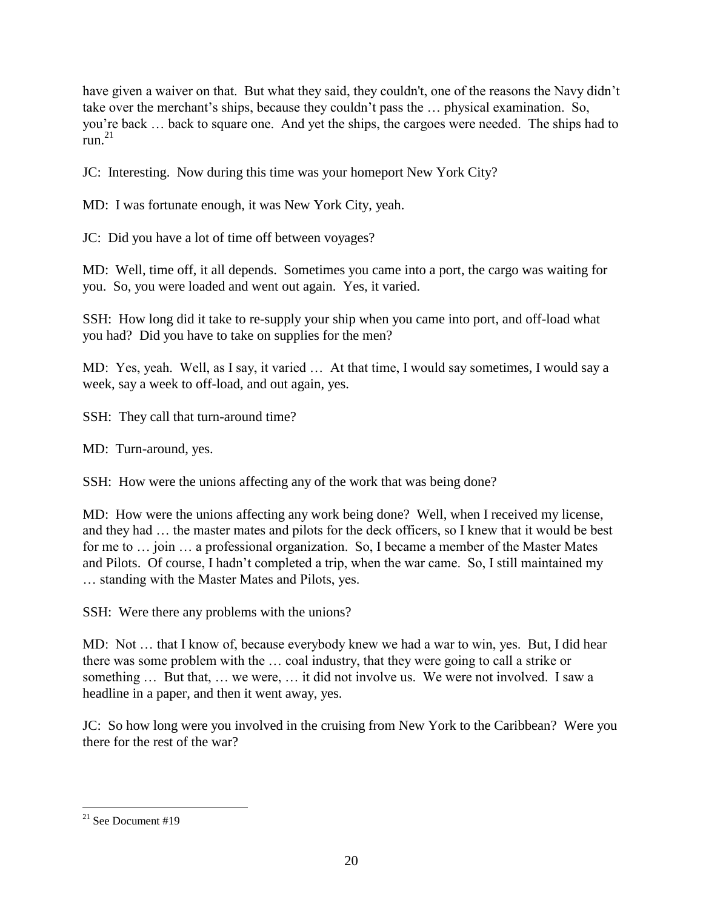have given a waiver on that. But what they said, they couldn't, one of the reasons the Navy didn't take over the merchant's ships, because they couldn't pass the … physical examination. So, you're back … back to square one. And yet the ships, the cargoes were needed. The ships had to run.[21]

JC: Interesting. Now during this time was your homeport New York City?

MD: I was fortunate enough, it was New York City, yeah.

JC: Did you have a lot of time off between voyages?

MD: Well, time off, it all depends. Sometimes you came into a port, the cargo was waiting for you. So, you were loaded and went out again. Yes, it varied.

SSH: How long did it take to re-supply your ship when you came into port, and off-load what you had? Did you have to take on supplies for the men?

MD: Yes, yeah. Well, as I say, it varied … At that time, I would say sometimes, I would say a week, say a week to off-load, and out again, yes.

SSH: They call that turn-around time?

MD: Turn-around, yes.

SSH: How were the unions affecting any of the work that was being done?

MD: How were the unions affecting any work being done? Well, when I received my license, and they had … the master mates and pilots for the deck officers, so I knew that it would be best for me to … join … a professional organization. So, I became a member of the Master Mates and Pilots. Of course, I hadn't completed a trip, when the war came. So, I still maintained my … standing with the Master Mates and Pilots, yes.

SSH: Were there any problems with the unions?

MD: Not … that I know of, because everybody knew we had a war to win, yes. But, I did hear there was some problem with the … coal industry, that they were going to call a strike or something … But that, … we were, … it did not involve us. We were not involved. I saw a headline in a paper, and then it went away, yes.

JC: So how long were you involved in the cruising from New York to the Caribbean? Were you there for the rest of the war?

---

[21] See Document #19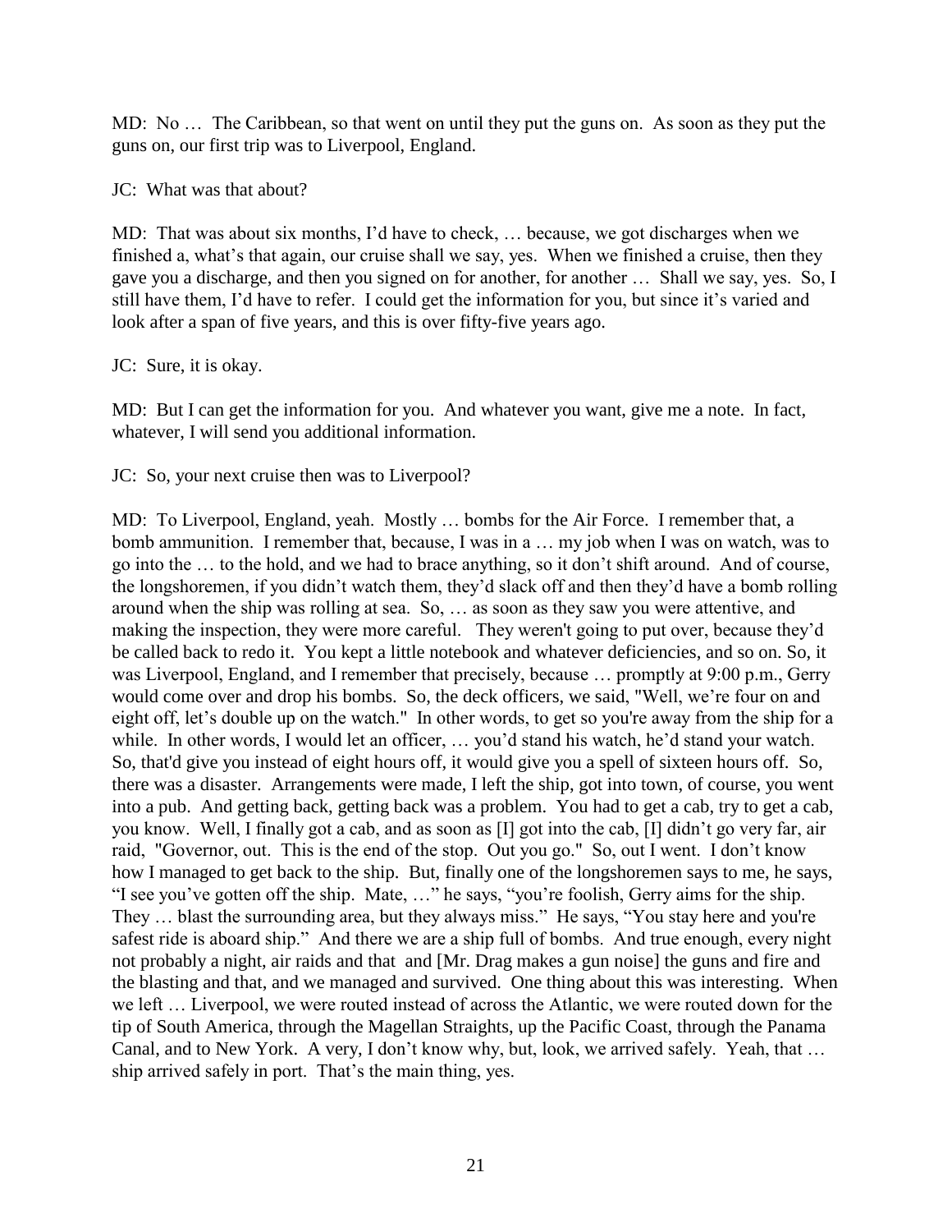MD: No … The Caribbean, so that went on until they put the guns on. As soon as they put the guns on, our first trip was to Liverpool, England.

JC: What was that about?

MD: That was about six months, I'd have to check, … because, we got discharges when we finished a, what's that again, our cruise shall we say, yes. When we finished a cruise, then they gave you a discharge, and then you signed on for another, for another … Shall we say, yes. So, I still have them, I'd have to refer. I could get the information for you, but since it's varied and look after a span of five years, and this is over fifty-five years ago.

JC: Sure, it is okay.

MD: But I can get the information for you. And whatever you want, give me a note. In fact, whatever, I will send you additional information.

JC: So, your next cruise then was to Liverpool?

MD: To Liverpool, England, yeah. Mostly … bombs for the Air Force. I remember that, a bomb ammunition. I remember that, because, I was in a … my job when I was on watch, was to go into the … to the hold, and we had to brace anything, so it don't shift around. And of course, the longshoremen, if you didn't watch them, they'd slack off and then they'd have a bomb rolling around when the ship was rolling at sea. So, … as soon as they saw you were attentive, and making the inspection, they were more careful. They weren't going to put over, because they'd be called back to redo it. You kept a little notebook and whatever deficiencies, and so on. So, it was Liverpool, England, and I remember that precisely, because … promptly at 9:00 p.m., Gerry would come over and drop his bombs. So, the deck officers, we said, "Well, we're four on and eight off, let's double up on the watch." In other words, to get so you're away from the ship for a while. In other words, I would let an officer, … you'd stand his watch, he'd stand your watch. So, that'd give you instead of eight hours off, it would give you a spell of sixteen hours off. So, there was a disaster. Arrangements were made, I left the ship, got into town, of course, you went into a pub. And getting back, getting back was a problem. You had to get a cab, try to get a cab, you know. Well, I finally got a cab, and as soon as [I] got into the cab, [I] didn't go very far, air raid, "Governor, out. This is the end of the stop. Out you go." So, out I went. I don't know how I managed to get back to the ship. But, finally one of the longshoremen says to me, he says, "I see you've gotten off the ship. Mate, …" he says, "you're foolish, Gerry aims for the ship. They … blast the surrounding area, but they always miss." He says, "You stay here and you're safest ride is aboard ship." And there we are a ship full of bombs. And true enough, every night not probably a night, air raids and that and [Mr. Drag makes a gun noise] the guns and fire and the blasting and that, and we managed and survived. One thing about this was interesting. When we left … Liverpool, we were routed instead of across the Atlantic, we were routed down for the tip of South America, through the Magellan Straights, up the Pacific Coast, through the Panama Canal, and to New York. A very, I don't know why, but, look, we arrived safely. Yeah, that … ship arrived safely in port. That's the main thing, yes.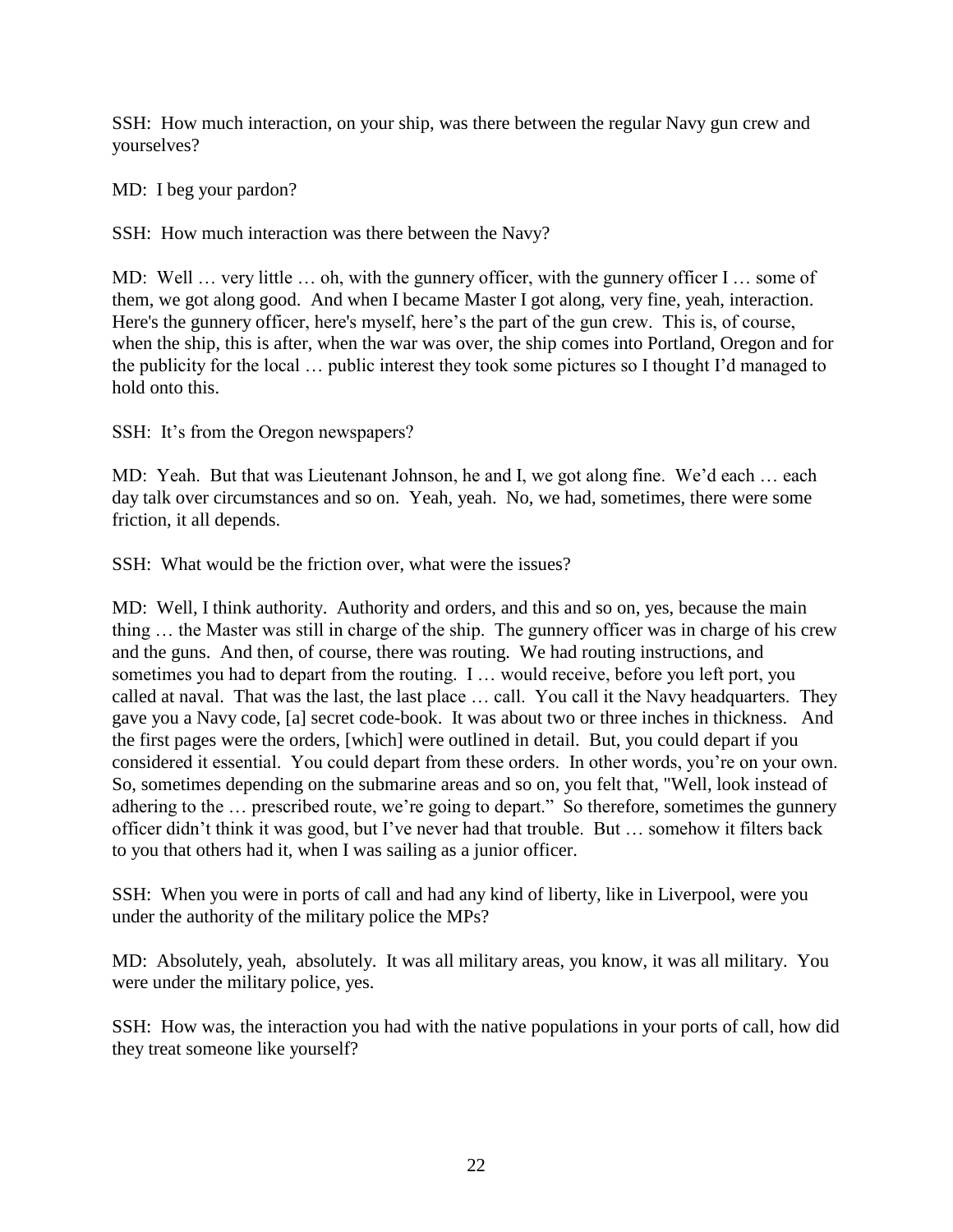SSH: How much interaction, on your ship, was there between the regular Navy gun crew and yourselves?

MD: I beg your pardon?

SSH: How much interaction was there between the Navy?

MD: Well … very little … oh, with the gunnery officer, with the gunnery officer I … some of them, we got along good. And when I became Master I got along, very fine, yeah, interaction. Here's the gunnery officer, here's myself, here's the part of the gun crew. This is, of course, when the ship, this is after, when the war was over, the ship comes into Portland, Oregon and for the publicity for the local … public interest they took some pictures so I thought I'd managed to hold onto this.

SSH: It's from the Oregon newspapers?

MD: Yeah. But that was Lieutenant Johnson, he and I, we got along fine. We'd each … each day talk over circumstances and so on. Yeah, yeah. No, we had, sometimes, there were some friction, it all depends.

SSH: What would be the friction over, what were the issues?

MD: Well, I think authority. Authority and orders, and this and so on, yes, because the main thing … the Master was still in charge of the ship. The gunnery officer was in charge of his crew and the guns. And then, of course, there was routing. We had routing instructions, and sometimes you had to depart from the routing. I … would receive, before you left port, you called at naval. That was the last, the last place … call. You call it the Navy headquarters. They gave you a Navy code, [a] secret code-book. It was about two or three inches in thickness. And the first pages were the orders, [which] were outlined in detail. But, you could depart if you considered it essential. You could depart from these orders. In other words, you're on your own. So, sometimes depending on the submarine areas and so on, you felt that, "Well, look instead of adhering to the … prescribed route, we're going to depart." So therefore, sometimes the gunnery officer didn't think it was good, but I've never had that trouble. But … somehow it filters back to you that others had it, when I was sailing as a junior officer.

SSH: When you were in ports of call and had any kind of liberty, like in Liverpool, were you under the authority of the military police the MPs?

MD: Absolutely, yeah, absolutely. It was all military areas, you know, it was all military. You were under the military police, yes.

SSH: How was, the interaction you had with the native populations in your ports of call, how did they treat someone like yourself?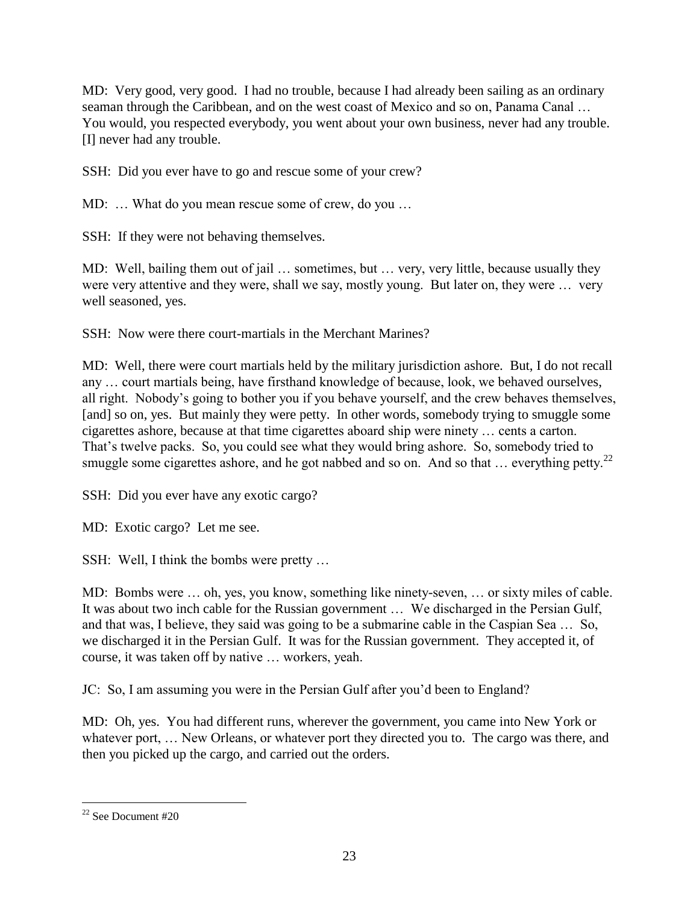MD: Very good, very good. I had no trouble, because I had already been sailing as an ordinary seaman through the Caribbean, and on the west coast of Mexico and so on, Panama Canal … You would, you respected everybody, you went about your own business, never had any trouble. [I] never had any trouble.

SSH: Did you ever have to go and rescue some of your crew?

MD: … What do you mean rescue some of crew, do you …

SSH: If they were not behaving themselves.

MD: Well, bailing them out of jail … sometimes, but … very, very little, because usually they were very attentive and they were, shall we say, mostly young. But later on, they were … very well seasoned, yes.

SSH: Now were there court-martials in the Merchant Marines?

MD: Well, there were court martials held by the military jurisdiction ashore. But, I do not recall any … court martials being, have firsthand knowledge of because, look, we behaved ourselves, all right. Nobody's going to bother you if you behave yourself, and the crew behaves themselves, [and] so on, yes. But mainly they were petty. In other words, somebody trying to smuggle some cigarettes ashore, because at that time cigarettes aboard ship were ninety … cents a carton. That's twelve packs. So, you could see what they would bring ashore. So, somebody tried to smuggle some cigarettes ashore, and he got nabbed and so on. And so that … everything petty.[22]

SSH: Did you ever have any exotic cargo?

MD: Exotic cargo? Let me see.

SSH: Well, I think the bombs were pretty …

MD: Bombs were … oh, yes, you know, something like ninety-seven, … or sixty miles of cable. It was about two inch cable for the Russian government … We discharged in the Persian Gulf, and that was, I believe, they said was going to be a submarine cable in the Caspian Sea … So, we discharged it in the Persian Gulf. It was for the Russian government. They accepted it, of course, it was taken off by native … workers, yeah.

JC: So, I am assuming you were in the Persian Gulf after you'd been to England?

MD: Oh, yes. You had different runs, wherever the government, you came into New York or whatever port, … New Orleans, or whatever port they directed you to. The cargo was there, and then you picked up the cargo, and carried out the orders.

---

[22] See Document #20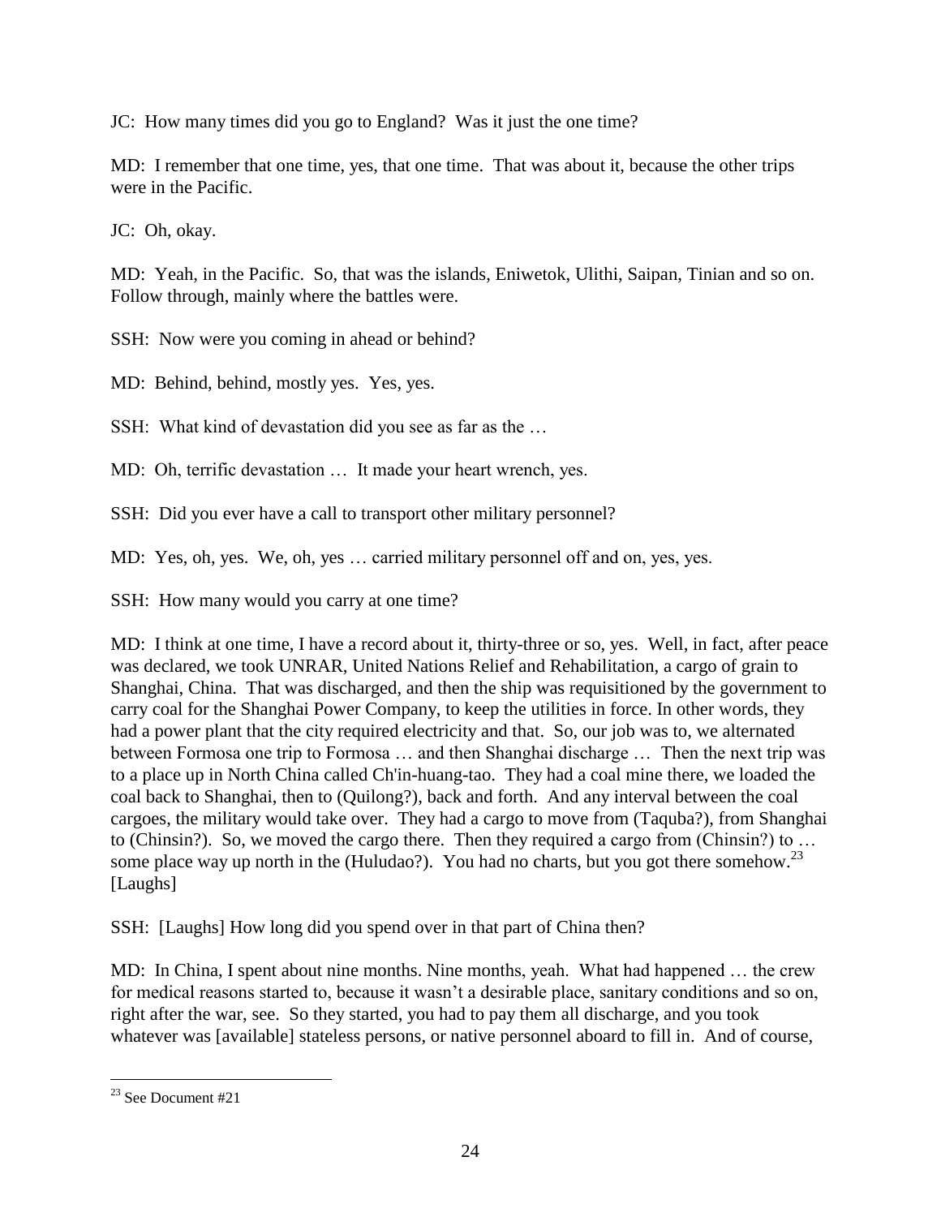JC: How many times did you go to England? Was it just the one time?

MD: I remember that one time, yes, that one time. That was about it, because the other trips were in the Pacific.

JC: Oh, okay.

MD: Yeah, in the Pacific. So, that was the islands, Eniwetok, Ulithi, Saipan, Tinian and so on. Follow through, mainly where the battles were.

SSH: Now were you coming in ahead or behind?

MD: Behind, behind, mostly yes. Yes, yes.

SSH: What kind of devastation did you see as far as the …

MD: Oh, terrific devastation … It made your heart wrench, yes.

SSH: Did you ever have a call to transport other military personnel?

MD: Yes, oh, yes. We, oh, yes … carried military personnel off and on, yes, yes.

SSH: How many would you carry at one time?

MD: I think at one time, I have a record about it, thirty-three or so, yes. Well, in fact, after peace was declared, we took UNRAR, United Nations Relief and Rehabilitation, a cargo of grain to Shanghai, China. That was discharged, and then the ship was requisitioned by the government to carry coal for the Shanghai Power Company, to keep the utilities in force. In other words, they had a power plant that the city required electricity and that. So, our job was to, we alternated between Formosa one trip to Formosa … and then Shanghai discharge … Then the next trip was to a place up in North China called Ch'in-huang-tao. They had a coal mine there, we loaded the coal back to Shanghai, then to (Quilong?), back and forth. And any interval between the coal cargoes, the military would take over. They had a cargo to move from (Taquba?), from Shanghai to (Chinsin?). So, we moved the cargo there. Then they required a cargo from (Chinsin?) to … some place way up north in the (Huludao?). You had no charts, but you got there somehow.[23] [Laughs]

SSH: [Laughs] How long did you spend over in that part of China then?

MD: In China, I spent about nine months. Nine months, yeah. What had happened … the crew for medical reasons started to, because it wasn't a desirable place, sanitary conditions and so on, right after the war, see. So they started, you had to pay them all discharge, and you took whatever was [available] stateless persons, or native personnel aboard to fill in. And of course,

[23] See Document #21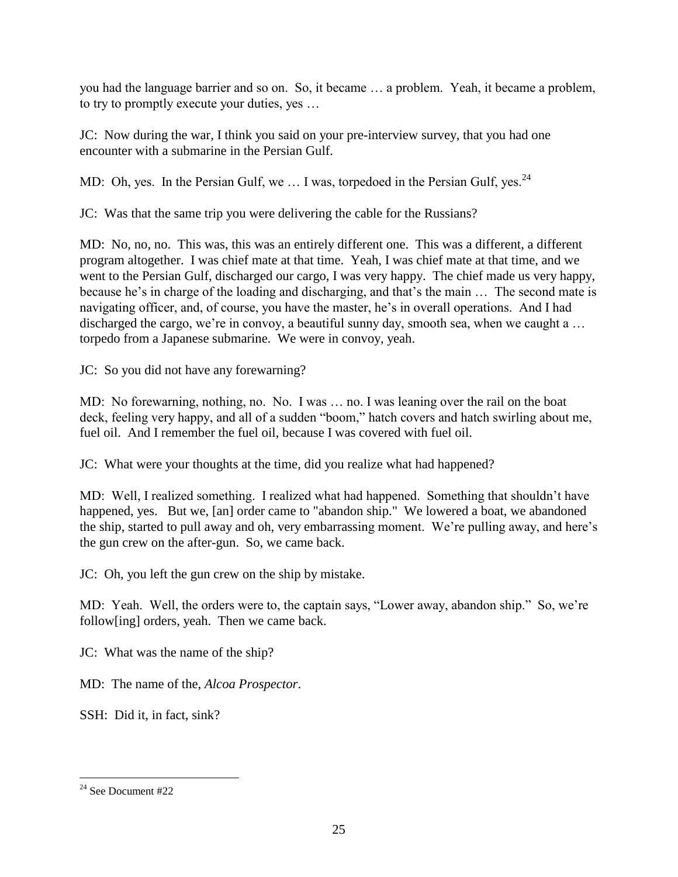you had the language barrier and so on. So, it became … a problem. Yeah, it became a problem, to try to promptly execute your duties, yes …

JC: Now during the war, I think you said on your pre-interview survey, that you had one encounter with a submarine in the Persian Gulf.

MD: Oh, yes. In the Persian Gulf, we … I was, torpedoed in the Persian Gulf, yes.[24]

JC: Was that the same trip you were delivering the cable for the Russians?

MD: No, no, no. This was, this was an entirely different one. This was a different, a different program altogether. I was chief mate at that time. Yeah, I was chief mate at that time, and we went to the Persian Gulf, discharged our cargo, I was very happy. The chief made us very happy, because he's in charge of the loading and discharging, and that's the main … The second mate is navigating officer, and, of course, you have the master, he's in overall operations. And I had discharged the cargo, we're in convoy, a beautiful sunny day, smooth sea, when we caught a … torpedo from a Japanese submarine. We were in convoy, yeah.

JC: So you did not have any forewarning?

MD: No forewarning, nothing, no. No. I was … no. I was leaning over the rail on the boat deck, feeling very happy, and all of a sudden "boom," hatch covers and hatch swirling about me, fuel oil. And I remember the fuel oil, because I was covered with fuel oil.

JC: What were your thoughts at the time, did you realize what had happened?

MD: Well, I realized something. I realized what had happened. Something that shouldn't have happened, yes. But we, [an] order came to "abandon ship." We lowered a boat, we abandoned the ship, started to pull away and oh, very embarrassing moment. We're pulling away, and here's the gun crew on the after-gun. So, we came back.

JC: Oh, you left the gun crew on the ship by mistake.

MD: Yeah. Well, the orders were to, the captain says, "Lower away, abandon ship." So, we're follow[ing] orders, yeah. Then we came back.

JC: What was the name of the ship?

MD: The name of the, *Alcoa Prospector*.

SSH: Did it, in fact, sink?

---

[24] See Document #22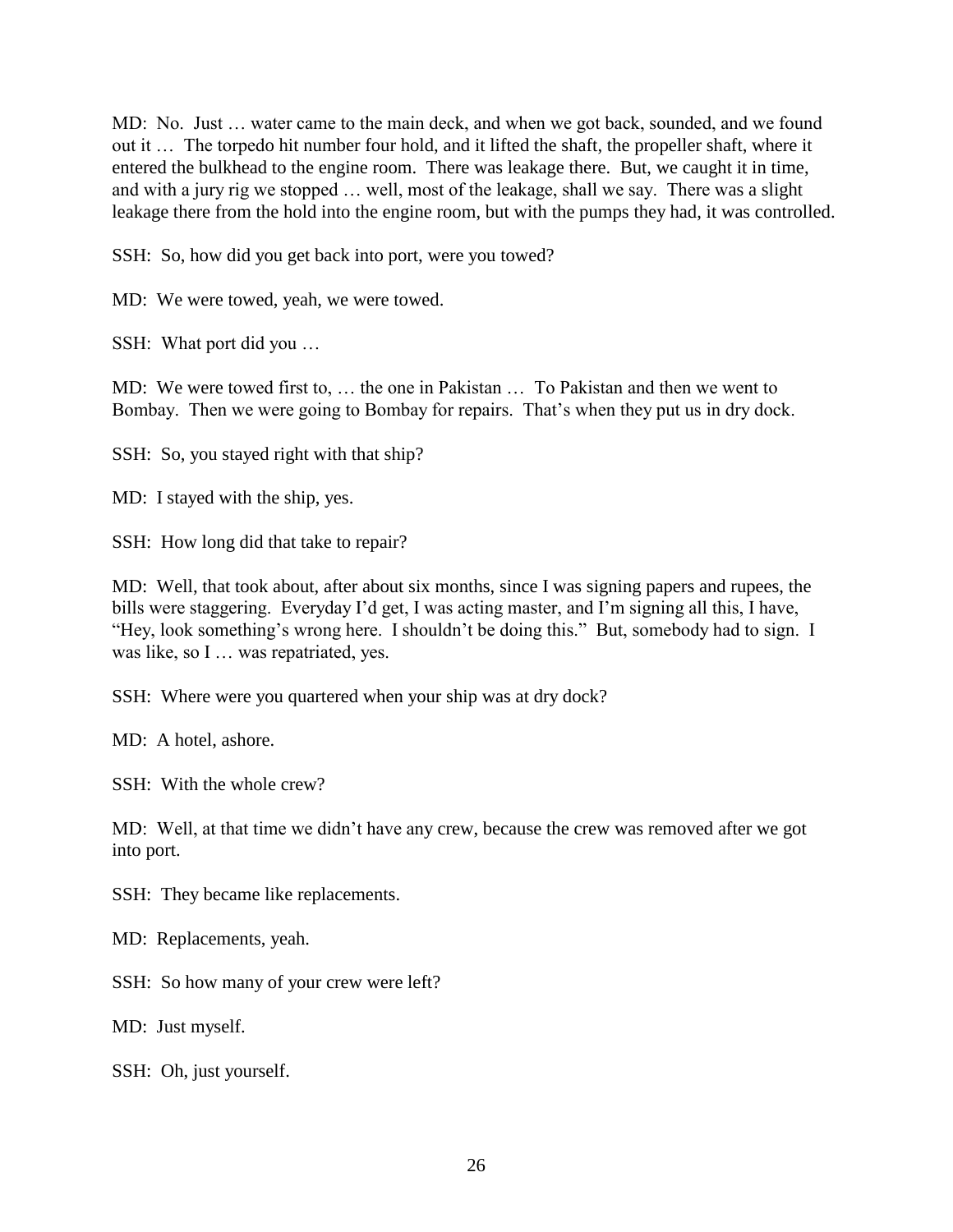MD: No. Just … water came to the main deck, and when we got back, sounded, and we found out it … The torpedo hit number four hold, and it lifted the shaft, the propeller shaft, where it entered the bulkhead to the engine room. There was leakage there. But, we caught it in time, and with a jury rig we stopped … well, most of the leakage, shall we say. There was a slight leakage there from the hold into the engine room, but with the pumps they had, it was controlled.

SSH: So, how did you get back into port, were you towed?

MD: We were towed, yeah, we were towed.

SSH: What port did you …

MD: We were towed first to, … the one in Pakistan … To Pakistan and then we went to Bombay. Then we were going to Bombay for repairs. That's when they put us in dry dock.

SSH: So, you stayed right with that ship?

MD: I stayed with the ship, yes.

SSH: How long did that take to repair?

MD: Well, that took about, after about six months, since I was signing papers and rupees, the bills were staggering. Everyday I'd get, I was acting master, and I'm signing all this, I have, "Hey, look something's wrong here. I shouldn't be doing this." But, somebody had to sign. I was like, so I … was repatriated, yes.

SSH: Where were you quartered when your ship was at dry dock?

MD: A hotel, ashore.

SSH: With the whole crew?

MD: Well, at that time we didn't have any crew, because the crew was removed after we got into port.

SSH: They became like replacements.

MD: Replacements, yeah.

SSH: So how many of your crew were left?

MD: Just myself.

SSH: Oh, just yourself.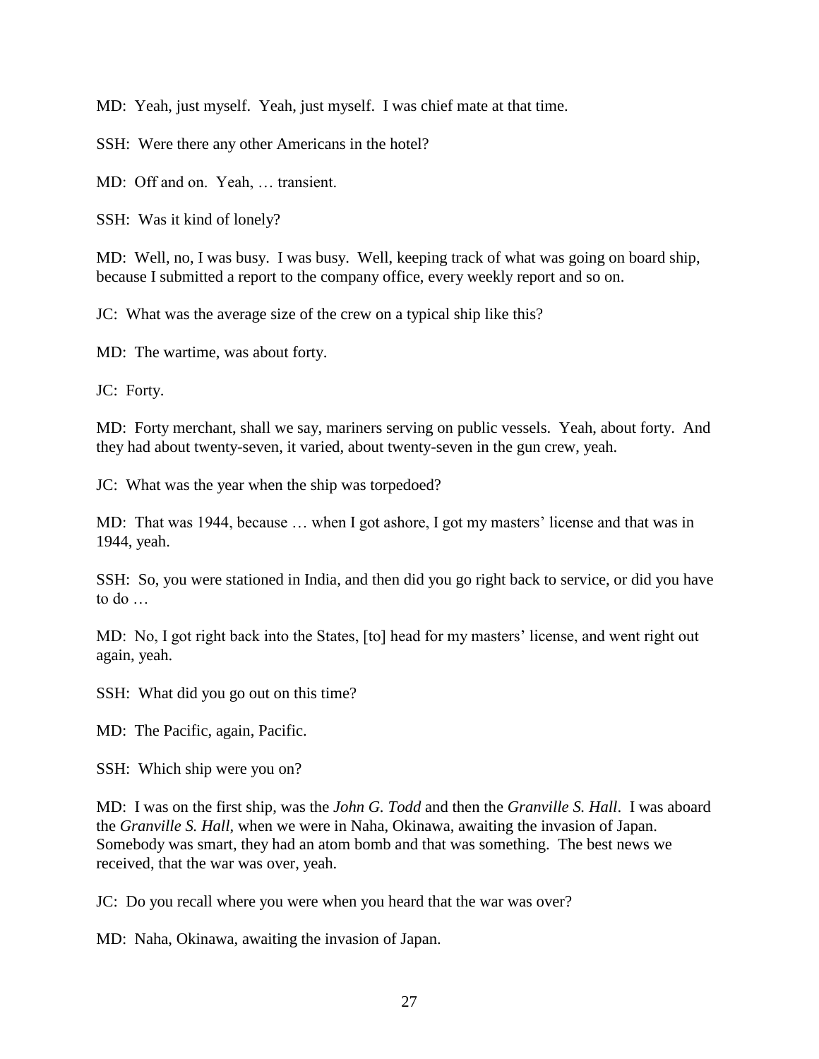MD: Yeah, just myself. Yeah, just myself. I was chief mate at that time.

SSH: Were there any other Americans in the hotel?

MD: Off and on. Yeah, … transient.

SSH: Was it kind of lonely?

MD: Well, no, I was busy. I was busy. Well, keeping track of what was going on board ship, because I submitted a report to the company office, every weekly report and so on.

JC: What was the average size of the crew on a typical ship like this?

MD: The wartime, was about forty.

JC: Forty.

MD: Forty merchant, shall we say, mariners serving on public vessels. Yeah, about forty. And they had about twenty-seven, it varied, about twenty-seven in the gun crew, yeah.

JC: What was the year when the ship was torpedoed?

MD: That was 1944, because … when I got ashore, I got my masters' license and that was in 1944, yeah.

SSH: So, you were stationed in India, and then did you go right back to service, or did you have to do …

MD: No, I got right back into the States, [to] head for my masters' license, and went right out again, yeah.

SSH: What did you go out on this time?

MD: The Pacific, again, Pacific.

SSH: Which ship were you on?

MD: I was on the first ship, was the *John G. Todd* and then the *Granville S. Hall*. I was aboard the *Granville S. Hall*, when we were in Naha, Okinawa, awaiting the invasion of Japan. Somebody was smart, they had an atom bomb and that was something. The best news we received, that the war was over, yeah.

JC: Do you recall where you were when you heard that the war was over?

MD: Naha, Okinawa, awaiting the invasion of Japan.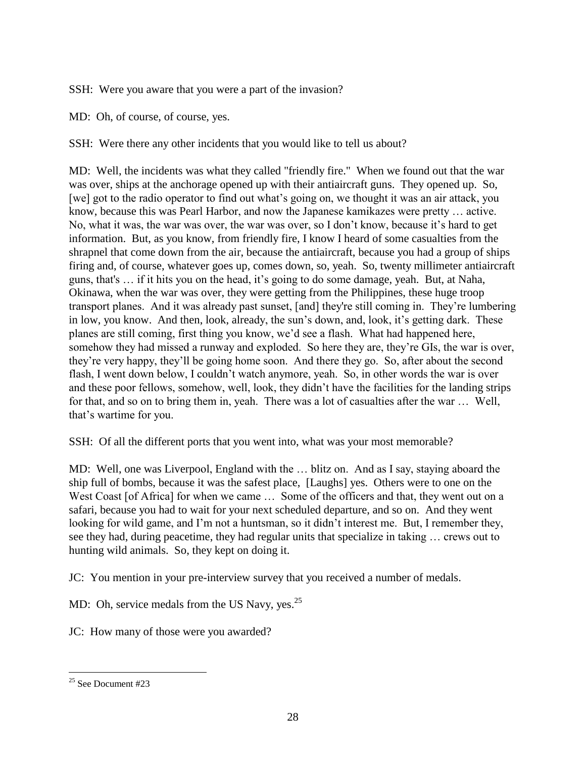SSH: Were you aware that you were a part of the invasion?

MD: Oh, of course, of course, yes.

SSH: Were there any other incidents that you would like to tell us about?

MD: Well, the incidents was what they called "friendly fire." When we found out that the war was over, ships at the anchorage opened up with their antiaircraft guns. They opened up. So, [we] got to the radio operator to find out what's going on, we thought it was an air attack, you know, because this was Pearl Harbor, and now the Japanese kamikazes were pretty … active. No, what it was, the war was over, the war was over, so I don't know, because it's hard to get information. But, as you know, from friendly fire, I know I heard of some casualties from the shrapnel that come down from the air, because the antiaircraft, because you had a group of ships firing and, of course, whatever goes up, comes down, so, yeah. So, twenty millimeter antiaircraft guns, that's … if it hits you on the head, it's going to do some damage, yeah. But, at Naha, Okinawa, when the war was over, they were getting from the Philippines, these huge troop transport planes. And it was already past sunset, [and] they're still coming in. They're lumbering in low, you know. And then, look, already, the sun's down, and, look, it's getting dark. These planes are still coming, first thing you know, we'd see a flash. What had happened here, somehow they had missed a runway and exploded. So here they are, they're GIs, the war is over, they're very happy, they'll be going home soon. And there they go. So, after about the second flash, I went down below, I couldn't watch anymore, yeah. So, in other words the war is over and these poor fellows, somehow, well, look, they didn't have the facilities for the landing strips for that, and so on to bring them in, yeah. There was a lot of casualties after the war … Well, that's wartime for you.

SSH: Of all the different ports that you went into, what was your most memorable?

MD: Well, one was Liverpool, England with the … blitz on. And as I say, staying aboard the ship full of bombs, because it was the safest place, [Laughs] yes. Others were to one on the West Coast [of Africa] for when we came … Some of the officers and that, they went out on a safari, because you had to wait for your next scheduled departure, and so on. And they went looking for wild game, and I'm not a huntsman, so it didn't interest me. But, I remember they, see they had, during peacetime, they had regular units that specialize in taking … crews out to hunting wild animals. So, they kept on doing it.

JC: You mention in your pre-interview survey that you received a number of medals.

MD: Oh, service medals from the US Navy, yes.[25]

JC: How many of those were you awarded?

---

[25] See Document #23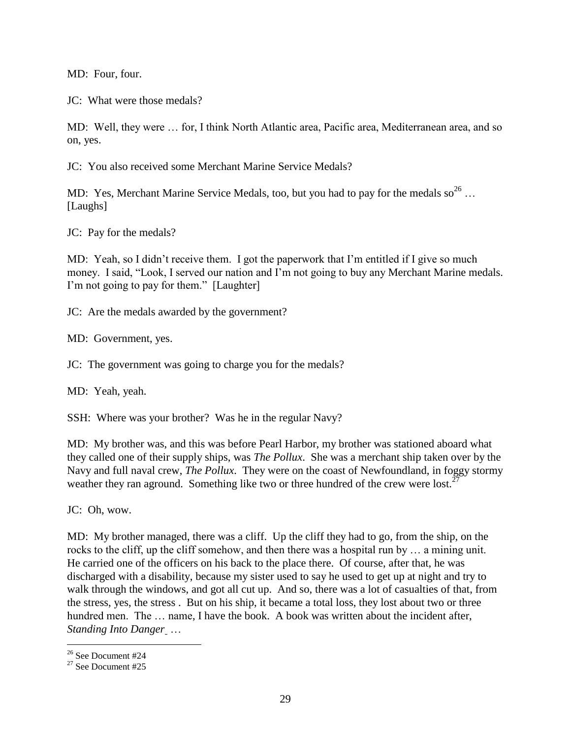MD: Four, four.

JC: What were those medals?

MD: Well, they were … for, I think North Atlantic area, Pacific area, Mediterranean area, and so on, yes.

JC: You also received some Merchant Marine Service Medals?

MD: Yes, Merchant Marine Service Medals, too, but you had to pay for the medals so[26] … [Laughs]

JC: Pay for the medals?

MD: Yeah, so I didn't receive them. I got the paperwork that I'm entitled if I give so much money. I said, "Look, I served our nation and I'm not going to buy any Merchant Marine medals. I'm not going to pay for them." [Laughter]

JC: Are the medals awarded by the government?

MD: Government, yes.

JC: The government was going to charge you for the medals?

MD: Yeah, yeah.

SSH: Where was your brother? Was he in the regular Navy?

MD: My brother was, and this was before Pearl Harbor, my brother was stationed aboard what they called one of their supply ships, was *The Pollux*. She was a merchant ship taken over by the Navy and full naval crew, *The Pollux*. They were on the coast of Newfoundland, in foggy stormy weather they ran aground. Something like two or three hundred of the crew were lost.[27]

JC: Oh, wow.

MD: My brother managed, there was a cliff. Up the cliff they had to go, from the ship, on the rocks to the cliff, up the cliff somehow, and then there was a hospital run by … a mining unit. He carried one of the officers on his back to the place there. Of course, after that, he was discharged with a disability, because my sister used to say he used to get up at night and try to walk through the windows, and got all cut up. And so, there was a lot of casualties of that, from the stress, yes, the stress . But on his ship, it became a total loss, they lost about two or three hundred men. The … name, I have the book. A book was written about the incident after, *Standing Into Danger* …

---

[26] See Document #24

[27] See Document #25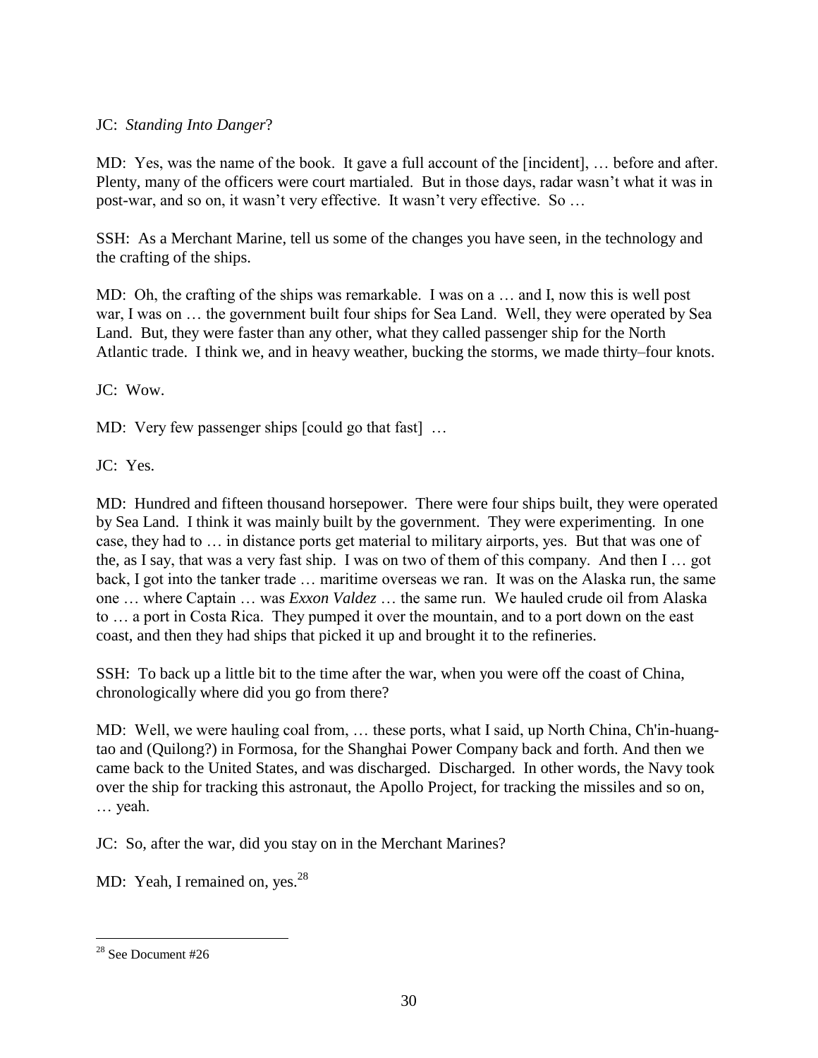JC: *Standing Into Danger*?

MD: Yes, was the name of the book. It gave a full account of the [incident], … before and after. Plenty, many of the officers were court martialed. But in those days, radar wasn't what it was in post-war, and so on, it wasn't very effective. It wasn't very effective. So …

SSH: As a Merchant Marine, tell us some of the changes you have seen, in the technology and the crafting of the ships.

MD: Oh, the crafting of the ships was remarkable. I was on a … and I, now this is well post war, I was on … the government built four ships for Sea Land. Well, they were operated by Sea Land. But, they were faster than any other, what they called passenger ship for the North Atlantic trade. I think we, and in heavy weather, bucking the storms, we made thirty–four knots.

JC: Wow.

MD: Very few passenger ships [could go that fast] …

JC: Yes.

MD: Hundred and fifteen thousand horsepower. There were four ships built, they were operated by Sea Land. I think it was mainly built by the government. They were experimenting. In one case, they had to … in distance ports get material to military airports, yes. But that was one of the, as I say, that was a very fast ship. I was on two of them of this company. And then I … got back, I got into the tanker trade … maritime overseas we ran. It was on the Alaska run, the same one … where Captain … was *Exxon Valdez* … the same run. We hauled crude oil from Alaska to … a port in Costa Rica. They pumped it over the mountain, and to a port down on the east coast, and then they had ships that picked it up and brought it to the refineries.

SSH: To back up a little bit to the time after the war, when you were off the coast of China, chronologically where did you go from there?

MD: Well, we were hauling coal from, … these ports, what I said, up North China, Ch'in-huang-tao and (Quilong?) in Formosa, for the Shanghai Power Company back and forth. And then we came back to the United States, and was discharged. Discharged. In other words, the Navy took over the ship for tracking this astronaut, the Apollo Project, for tracking the missiles and so on, … yeah.

JC: So, after the war, did you stay on in the Merchant Marines?

MD: Yeah, I remained on, yes.[28]

---

[28] See Document #26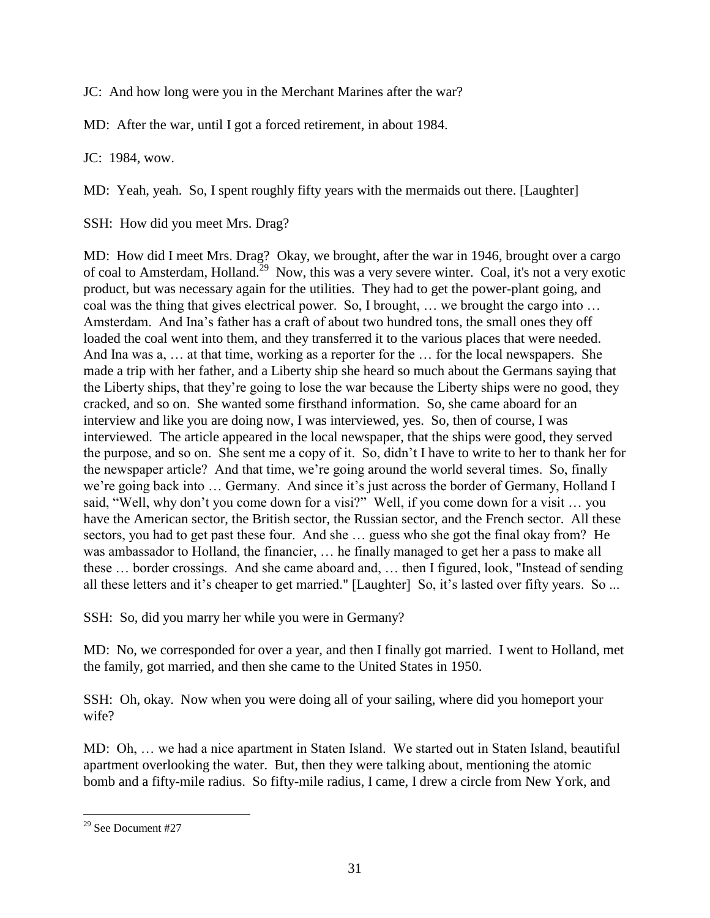JC: And how long were you in the Merchant Marines after the war?

MD: After the war, until I got a forced retirement, in about 1984.

JC: 1984, wow.

MD: Yeah, yeah. So, I spent roughly fifty years with the mermaids out there. [Laughter]

SSH: How did you meet Mrs. Drag?

MD: How did I meet Mrs. Drag? Okay, we brought, after the war in 1946, brought over a cargo of coal to Amsterdam, Holland.[29] Now, this was a very severe winter. Coal, it's not a very exotic product, but was necessary again for the utilities. They had to get the power-plant going, and coal was the thing that gives electrical power. So, I brought, … we brought the cargo into … Amsterdam. And Ina's father has a craft of about two hundred tons, the small ones they off loaded the coal went into them, and they transferred it to the various places that were needed. And Ina was a, … at that time, working as a reporter for the … for the local newspapers. She made a trip with her father, and a Liberty ship she heard so much about the Germans saying that the Liberty ships, that they're going to lose the war because the Liberty ships were no good, they cracked, and so on. She wanted some firsthand information. So, she came aboard for an interview and like you are doing now, I was interviewed, yes. So, then of course, I was interviewed. The article appeared in the local newspaper, that the ships were good, they served the purpose, and so on. She sent me a copy of it. So, didn't I have to write to her to thank her for the newspaper article? And that time, we're going around the world several times. So, finally we're going back into … Germany. And since it's just across the border of Germany, Holland I said, "Well, why don't you come down for a visi?" Well, if you come down for a visit … you have the American sector, the British sector, the Russian sector, and the French sector. All these sectors, you had to get past these four. And she … guess who she got the final okay from? He was ambassador to Holland, the financier, … he finally managed to get her a pass to make all these … border crossings. And she came aboard and, … then I figured, look, "Instead of sending all these letters and it's cheaper to get married." [Laughter] So, it's lasted over fifty years. So ...

SSH: So, did you marry her while you were in Germany?

MD: No, we corresponded for over a year, and then I finally got married. I went to Holland, met the family, got married, and then she came to the United States in 1950.

SSH: Oh, okay. Now when you were doing all of your sailing, where did you homeport your wife?

MD: Oh, … we had a nice apartment in Staten Island. We started out in Staten Island, beautiful apartment overlooking the water. But, then they were talking about, mentioning the atomic bomb and a fifty-mile radius. So fifty-mile radius, I came, I drew a circle from New York, and

---

[29] See Document #27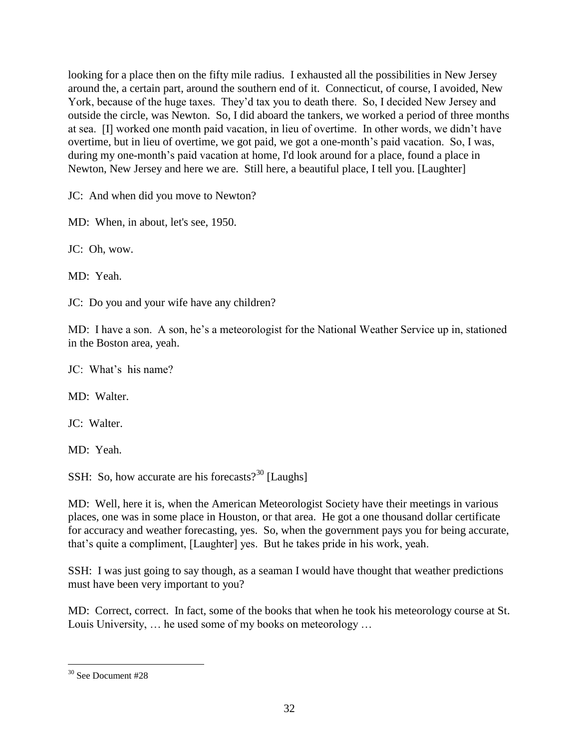looking for a place then on the fifty mile radius. I exhausted all the possibilities in New Jersey around the, a certain part, around the southern end of it. Connecticut, of course, I avoided, New York, because of the huge taxes. They'd tax you to death there. So, I decided New Jersey and outside the circle, was Newton. So, I did aboard the tankers, we worked a period of three months at sea. [I] worked one month paid vacation, in lieu of overtime. In other words, we didn't have overtime, but in lieu of overtime, we got paid, we got a one-month's paid vacation. So, I was, during my one-month's paid vacation at home, I'd look around for a place, found a place in Newton, New Jersey and here we are. Still here, a beautiful place, I tell you. [Laughter]

JC: And when did you move to Newton?

MD: When, in about, let's see, 1950.

JC: Oh, wow.

MD: Yeah.

JC: Do you and your wife have any children?

MD: I have a son. A son, he's a meteorologist for the National Weather Service up in, stationed in the Boston area, yeah.

JC: What's his name?

MD: Walter.

JC: Walter.

MD: Yeah.

SSH: So, how accurate are his forecasts?[30] [Laughs]

MD: Well, here it is, when the American Meteorologist Society have their meetings in various places, one was in some place in Houston, or that area. He got a one thousand dollar certificate for accuracy and weather forecasting, yes. So, when the government pays you for being accurate, that's quite a compliment, [Laughter] yes. But he takes pride in his work, yeah.

SSH: I was just going to say though, as a seaman I would have thought that weather predictions must have been very important to you?

MD: Correct, correct. In fact, some of the books that when he took his meteorology course at St. Louis University, … he used some of my books on meteorology …

---

[30] See Document #28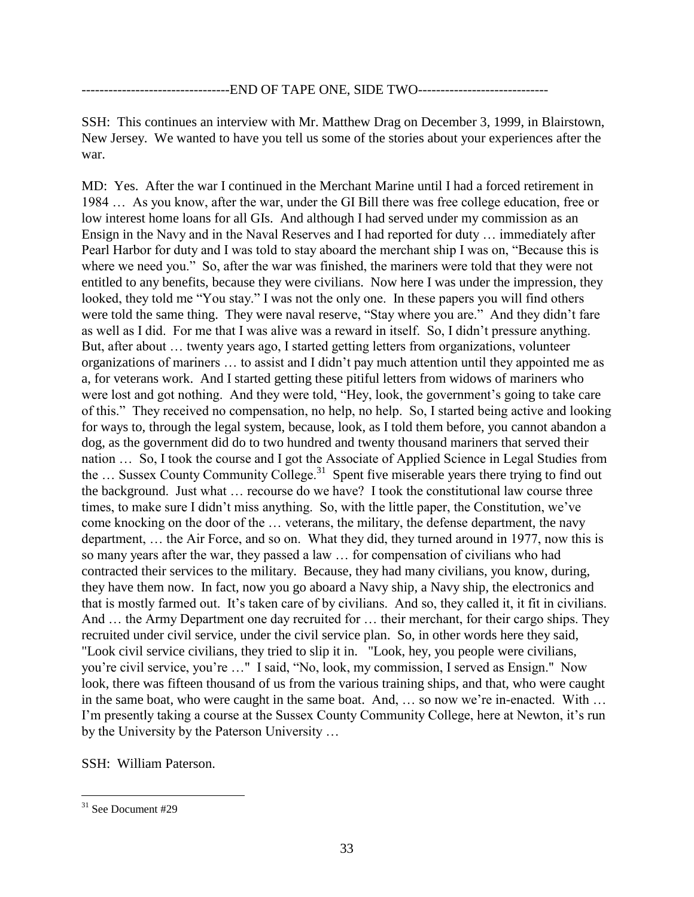---------------------------------END OF TAPE ONE, SIDE TWO-----------------------------

SSH: This continues an interview with Mr. Matthew Drag on December 3, 1999, in Blairstown, New Jersey. We wanted to have you tell us some of the stories about your experiences after the war.

MD: Yes. After the war I continued in the Merchant Marine until I had a forced retirement in 1984 … As you know, after the war, under the GI Bill there was free college education, free or low interest home loans for all GIs. And although I had served under my commission as an Ensign in the Navy and in the Naval Reserves and I had reported for duty … immediately after Pearl Harbor for duty and I was told to stay aboard the merchant ship I was on, "Because this is where we need you." So, after the war was finished, the mariners were told that they were not entitled to any benefits, because they were civilians. Now here I was under the impression, they looked, they told me "You stay." I was not the only one. In these papers you will find others were told the same thing. They were naval reserve, "Stay where you are." And they didn't fare as well as I did. For me that I was alive was a reward in itself. So, I didn't pressure anything. But, after about … twenty years ago, I started getting letters from organizations, volunteer organizations of mariners … to assist and I didn't pay much attention until they appointed me as a, for veterans work. And I started getting these pitiful letters from widows of mariners who were lost and got nothing. And they were told, "Hey, look, the government's going to take care of this." They received no compensation, no help, no help. So, I started being active and looking for ways to, through the legal system, because, look, as I told them before, you cannot abandon a dog, as the government did do to two hundred and twenty thousand mariners that served their nation … So, I took the course and I got the Associate of Applied Science in Legal Studies from the … Sussex County Community College.[31] Spent five miserable years there trying to find out the background. Just what … recourse do we have? I took the constitutional law course three times, to make sure I didn't miss anything. So, with the little paper, the Constitution, we've come knocking on the door of the … veterans, the military, the defense department, the navy department, … the Air Force, and so on. What they did, they turned around in 1977, now this is so many years after the war, they passed a law … for compensation of civilians who had contracted their services to the military. Because, they had many civilians, you know, during, they have them now. In fact, now you go aboard a Navy ship, a Navy ship, the electronics and that is mostly farmed out. It's taken care of by civilians. And so, they called it, it fit in civilians. And … the Army Department one day recruited for … their merchant, for their cargo ships. They recruited under civil service, under the civil service plan. So, in other words here they said, "Look civil service civilians, they tried to slip it in. "Look, hey, you people were civilians, you're civil service, you're …" I said, "No, look, my commission, I served as Ensign." Now look, there was fifteen thousand of us from the various training ships, and that, who were caught in the same boat, who were caught in the same boat. And, … so now we're in-enacted. With … I'm presently taking a course at the Sussex County Community College, here at Newton, it's run by the University by the Paterson University …

SSH: William Paterson.

---

[31] See Document #29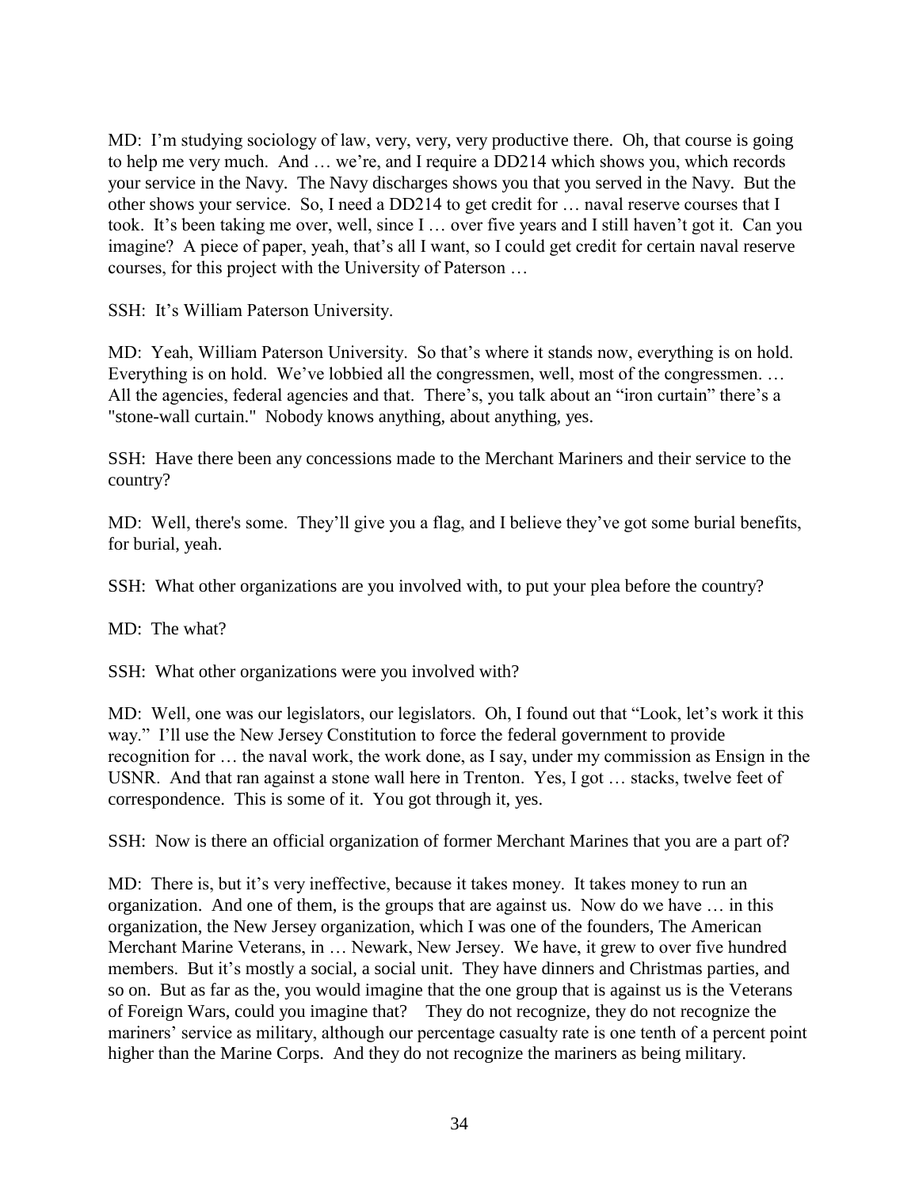MD: I'm studying sociology of law, very, very, very productive there. Oh, that course is going to help me very much. And … we're, and I require a DD214 which shows you, which records your service in the Navy. The Navy discharges shows you that you served in the Navy. But the other shows your service. So, I need a DD214 to get credit for … naval reserve courses that I took. It's been taking me over, well, since I … over five years and I still haven't got it. Can you imagine? A piece of paper, yeah, that's all I want, so I could get credit for certain naval reserve courses, for this project with the University of Paterson …

SSH: It's William Paterson University.

MD: Yeah, William Paterson University. So that's where it stands now, everything is on hold. Everything is on hold. We've lobbied all the congressmen, well, most of the congressmen. … All the agencies, federal agencies and that. There's, you talk about an "iron curtain" there's a "stone-wall curtain." Nobody knows anything, about anything, yes.

SSH: Have there been any concessions made to the Merchant Mariners and their service to the country?

MD: Well, there's some. They'll give you a flag, and I believe they've got some burial benefits, for burial, yeah.

SSH: What other organizations are you involved with, to put your plea before the country?

MD: The what?

SSH: What other organizations were you involved with?

MD: Well, one was our legislators, our legislators. Oh, I found out that "Look, let's work it this way." I'll use the New Jersey Constitution to force the federal government to provide recognition for … the naval work, the work done, as I say, under my commission as Ensign in the USNR. And that ran against a stone wall here in Trenton. Yes, I got … stacks, twelve feet of correspondence. This is some of it. You got through it, yes.

SSH: Now is there an official organization of former Merchant Marines that you are a part of?

MD: There is, but it's very ineffective, because it takes money. It takes money to run an organization. And one of them, is the groups that are against us. Now do we have … in this organization, the New Jersey organization, which I was one of the founders, The American Merchant Marine Veterans, in … Newark, New Jersey. We have, it grew to over five hundred members. But it's mostly a social, a social unit. They have dinners and Christmas parties, and so on. But as far as the, you would imagine that the one group that is against us is the Veterans of Foreign Wars, could you imagine that? They do not recognize, they do not recognize the mariners' service as military, although our percentage casualty rate is one tenth of a percent point higher than the Marine Corps. And they do not recognize the mariners as being military.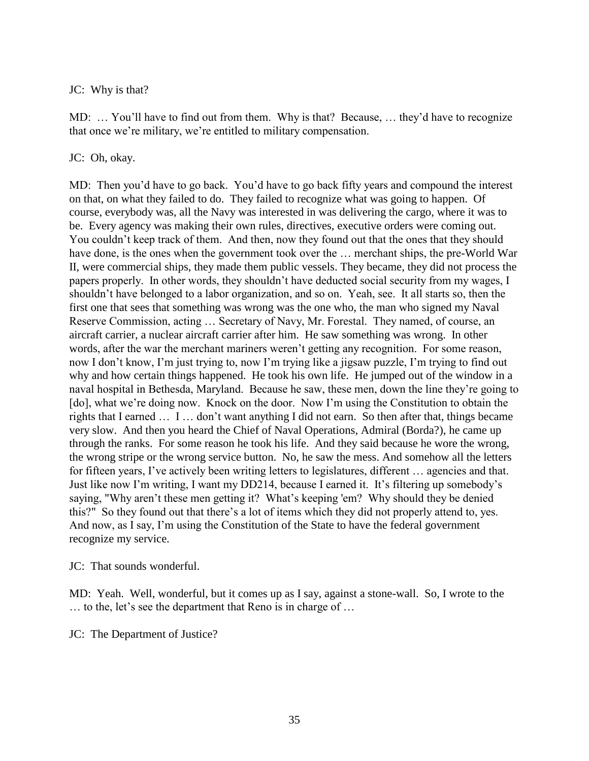JC: Why is that?

MD: … You'll have to find out from them. Why is that? Because, … they'd have to recognize that once we're military, we're entitled to military compensation.

JC: Oh, okay.

MD: Then you'd have to go back. You'd have to go back fifty years and compound the interest on that, on what they failed to do. They failed to recognize what was going to happen. Of course, everybody was, all the Navy was interested in was delivering the cargo, where it was to be. Every agency was making their own rules, directives, executive orders were coming out. You couldn't keep track of them. And then, now they found out that the ones that they should have done, is the ones when the government took over the … merchant ships, the pre-World War II, were commercial ships, they made them public vessels. They became, they did not process the papers properly. In other words, they shouldn't have deducted social security from my wages, I shouldn't have belonged to a labor organization, and so on. Yeah, see. It all starts so, then the first one that sees that something was wrong was the one who, the man who signed my Naval Reserve Commission, acting … Secretary of Navy, Mr. Forestal. They named, of course, an aircraft carrier, a nuclear aircraft carrier after him. He saw something was wrong. In other words, after the war the merchant mariners weren't getting any recognition. For some reason, now I don't know, I'm just trying to, now I'm trying like a jigsaw puzzle, I'm trying to find out why and how certain things happened. He took his own life. He jumped out of the window in a naval hospital in Bethesda, Maryland. Because he saw, these men, down the line they're going to [do], what we're doing now. Knock on the door. Now I'm using the Constitution to obtain the rights that I earned … I … don't want anything I did not earn. So then after that, things became very slow. And then you heard the Chief of Naval Operations, Admiral (Borda?), he came up through the ranks. For some reason he took his life. And they said because he wore the wrong, the wrong stripe or the wrong service button. No, he saw the mess. And somehow all the letters for fifteen years, I've actively been writing letters to legislatures, different … agencies and that. Just like now I'm writing, I want my DD214, because I earned it. It's filtering up somebody's saying, "Why aren't these men getting it? What's keeping 'em? Why should they be denied this?" So they found out that there's a lot of items which they did not properly attend to, yes. And now, as I say, I'm using the Constitution of the State to have the federal government recognize my service.

JC: That sounds wonderful.

MD: Yeah. Well, wonderful, but it comes up as I say, against a stone-wall. So, I wrote to the … to the, let's see the department that Reno is in charge of …

JC: The Department of Justice?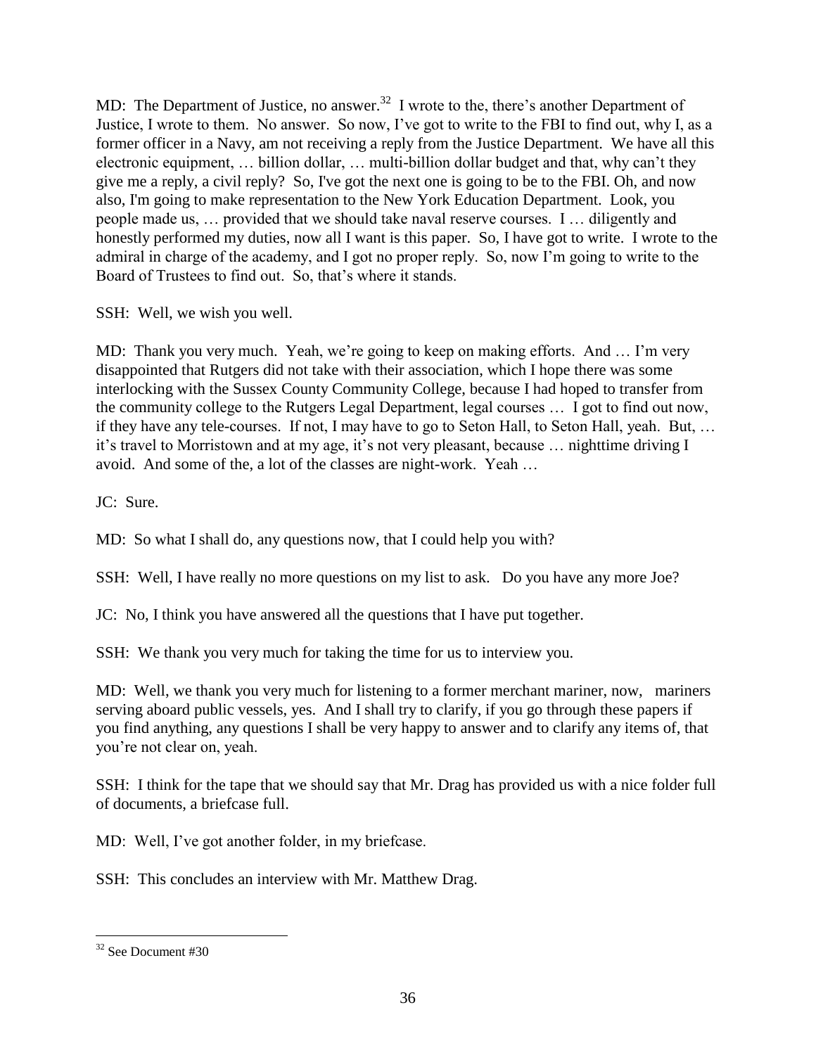MD: The Department of Justice, no answer.[32] I wrote to the, there's another Department of Justice, I wrote to them. No answer. So now, I've got to write to the FBI to find out, why I, as a former officer in a Navy, am not receiving a reply from the Justice Department. We have all this electronic equipment, … billion dollar, … multi-billion dollar budget and that, why can't they give me a reply, a civil reply? So, I've got the next one is going to be to the FBI. Oh, and now also, I'm going to make representation to the New York Education Department. Look, you people made us, … provided that we should take naval reserve courses. I … diligently and honestly performed my duties, now all I want is this paper. So, I have got to write. I wrote to the admiral in charge of the academy, and I got no proper reply. So, now I'm going to write to the Board of Trustees to find out. So, that's where it stands.

SSH: Well, we wish you well.

MD: Thank you very much. Yeah, we're going to keep on making efforts. And … I'm very disappointed that Rutgers did not take with their association, which I hope there was some interlocking with the Sussex County Community College, because I had hoped to transfer from the community college to the Rutgers Legal Department, legal courses … I got to find out now, if they have any tele-courses. If not, I may have to go to Seton Hall, to Seton Hall, yeah. But, … it's travel to Morristown and at my age, it's not very pleasant, because … nighttime driving I avoid. And some of the, a lot of the classes are night-work. Yeah …

JC: Sure.

MD: So what I shall do, any questions now, that I could help you with?

SSH: Well, I have really no more questions on my list to ask. Do you have any more Joe?

JC: No, I think you have answered all the questions that I have put together.

SSH: We thank you very much for taking the time for us to interview you.

MD: Well, we thank you very much for listening to a former merchant mariner, now, mariners serving aboard public vessels, yes. And I shall try to clarify, if you go through these papers if you find anything, any questions I shall be very happy to answer and to clarify any items of, that you're not clear on, yeah.

SSH: I think for the tape that we should say that Mr. Drag has provided us with a nice folder full of documents, a briefcase full.

MD: Well, I've got another folder, in my briefcase.

SSH: This concludes an interview with Mr. Matthew Drag.

---

[32] See Document #30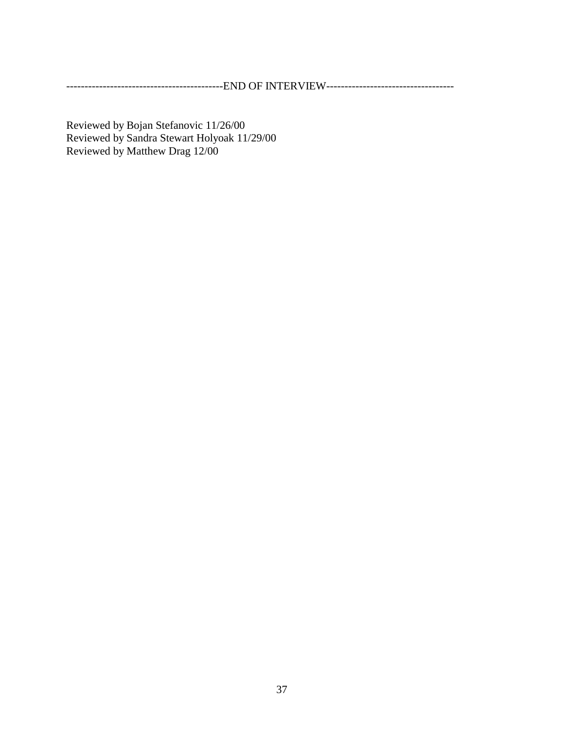------------------------------------------END OF INTERVIEW----------------------------------

Reviewed by Bojan Stefanovic 11/26/00
Reviewed by Sandra Stewart Holyoak 11/29/00
Reviewed by Matthew Drag 12/00